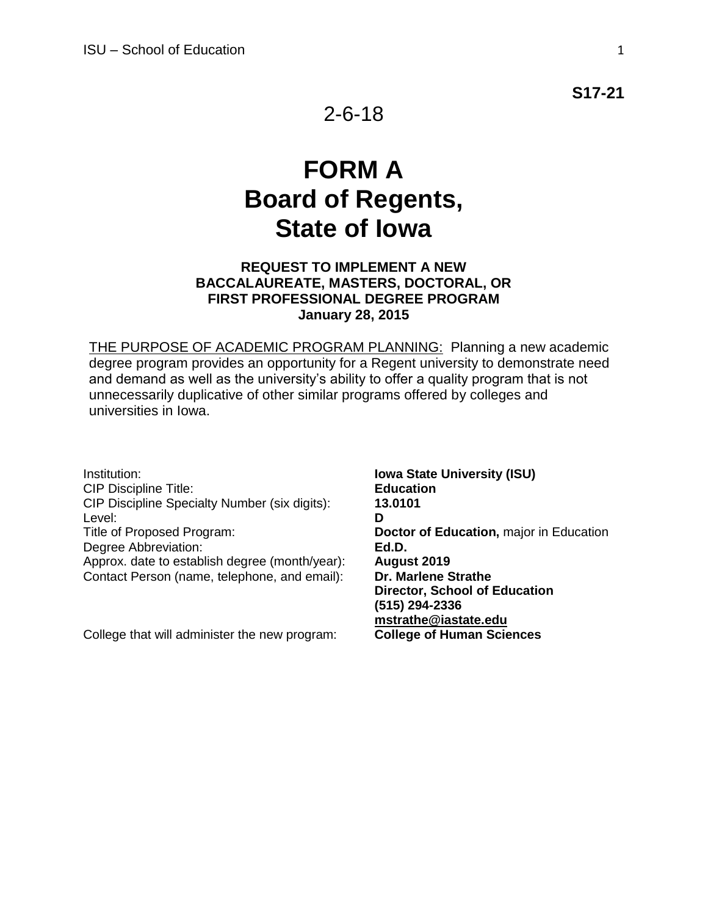**S17-21**

2-6-18

# FORM A
# Board of Regents, State of Iowa

### REQUEST TO IMPLEMENT A NEW BACCALAUREATE, MASTERS, DOCTORAL, OR FIRST PROFESSIONAL DEGREE PROGRAM
**January 28, 2015**

THE PURPOSE OF ACADEMIC PROGRAM PLANNING: Planning a new academic degree program provides an opportunity for a Regent university to demonstrate need and demand as well as the university's ability to offer a quality program that is not unnecessarily duplicative of other similar programs offered by colleges and universities in Iowa.

| | |
|---|---|
| Institution: | **Iowa State University (ISU)** |
| CIP Discipline Title: | **Education** |
| CIP Discipline Specialty Number (six digits): | **13.0101** |
| Level: | **D** |
| Title of Proposed Program: | **Doctor of Education,** major in Education |
| Degree Abbreviation: | **Ed.D.** |
| Approx. date to establish degree (month/year): | **August 2019** |
| Contact Person (name, telephone, and email): | **Dr. Marlene Strathe**<br>**Director, School of Education**<br>**(515) 294-2336**<br>**mstrathe@iastate.edu** |
| College that will administer the new program: | **College of Human Sciences** |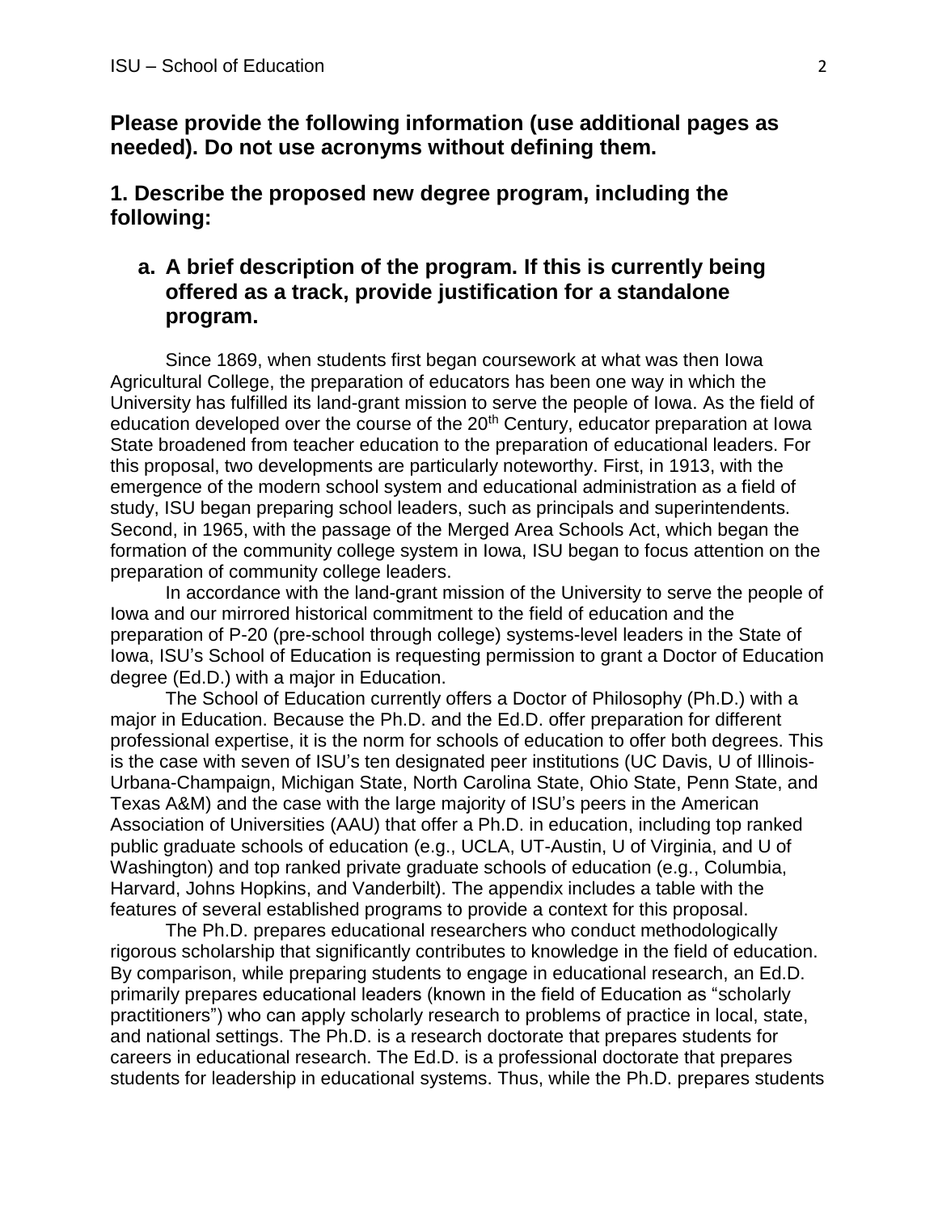**Please provide the following information (use additional pages as needed). Do not use acronyms without defining them.**

## 1. Describe the proposed new degree program, including the following:

### a. A brief description of the program. If this is currently being offered as a track, provide justification for a standalone program.

Since 1869, when students first began coursework at what was then Iowa Agricultural College, the preparation of educators has been one way in which the University has fulfilled its land-grant mission to serve the people of Iowa. As the field of education developed over the course of the 20th Century, educator preparation at Iowa State broadened from teacher education to the preparation of educational leaders. For this proposal, two developments are particularly noteworthy. First, in 1913, with the emergence of the modern school system and educational administration as a field of study, ISU began preparing school leaders, such as principals and superintendents. Second, in 1965, with the passage of the Merged Area Schools Act, which began the formation of the community college system in Iowa, ISU began to focus attention on the preparation of community college leaders.

In accordance with the land-grant mission of the University to serve the people of Iowa and our mirrored historical commitment to the field of education and the preparation of P-20 (pre-school through college) systems-level leaders in the State of Iowa, ISU's School of Education is requesting permission to grant a Doctor of Education degree (Ed.D.) with a major in Education.

The School of Education currently offers a Doctor of Philosophy (Ph.D.) with a major in Education. Because the Ph.D. and the Ed.D. offer preparation for different professional expertise, it is the norm for schools of education to offer both degrees. This is the case with seven of ISU's ten designated peer institutions (UC Davis, U of Illinois-Urbana-Champaign, Michigan State, North Carolina State, Ohio State, Penn State, and Texas A&M) and the case with the large majority of ISU's peers in the American Association of Universities (AAU) that offer a Ph.D. in education, including top ranked public graduate schools of education (e.g., UCLA, UT-Austin, U of Virginia, and U of Washington) and top ranked private graduate schools of education (e.g., Columbia, Harvard, Johns Hopkins, and Vanderbilt). The appendix includes a table with the features of several established programs to provide a context for this proposal.

The Ph.D. prepares educational researchers who conduct methodologically rigorous scholarship that significantly contributes to knowledge in the field of education. By comparison, while preparing students to engage in educational research, an Ed.D. primarily prepares educational leaders (known in the field of Education as "scholarly practitioners") who can apply scholarly research to problems of practice in local, state, and national settings. The Ph.D. is a research doctorate that prepares students for careers in educational research. The Ed.D. is a professional doctorate that prepares students for leadership in educational systems. Thus, while the Ph.D. prepares students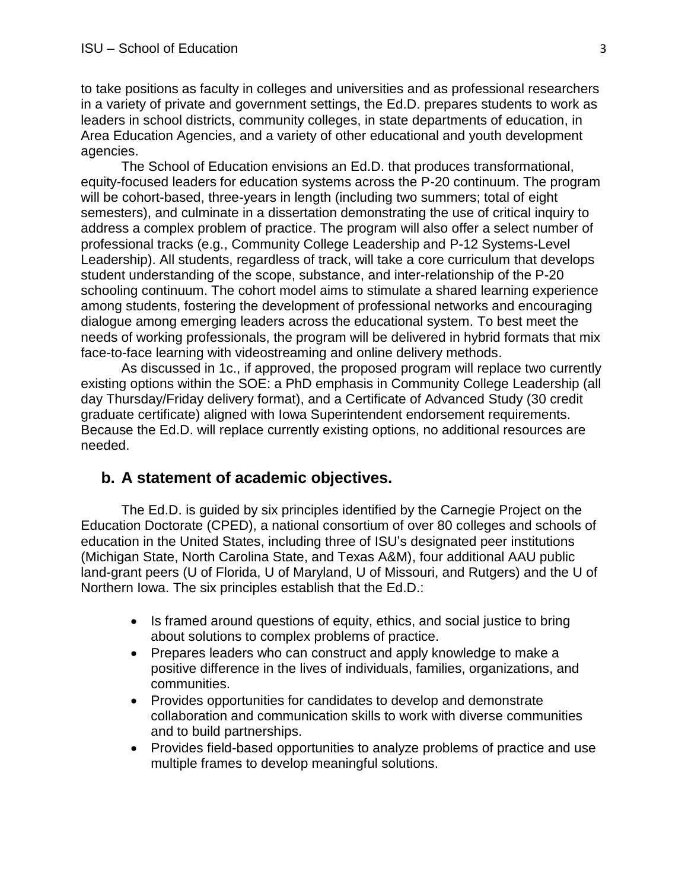to take positions as faculty in colleges and universities and as professional researchers in a variety of private and government settings, the Ed.D. prepares students to work as leaders in school districts, community colleges, in state departments of education, in Area Education Agencies, and a variety of other educational and youth development agencies.

The School of Education envisions an Ed.D. that produces transformational, equity-focused leaders for education systems across the P-20 continuum. The program will be cohort-based, three-years in length (including two summers; total of eight semesters), and culminate in a dissertation demonstrating the use of critical inquiry to address a complex problem of practice. The program will also offer a select number of professional tracks (e.g., Community College Leadership and P-12 Systems-Level Leadership). All students, regardless of track, will take a core curriculum that develops student understanding of the scope, substance, and inter-relationship of the P-20 schooling continuum. The cohort model aims to stimulate a shared learning experience among students, fostering the development of professional networks and encouraging dialogue among emerging leaders across the educational system. To best meet the needs of working professionals, the program will be delivered in hybrid formats that mix face-to-face learning with videostreaming and online delivery methods.

As discussed in 1c., if approved, the proposed program will replace two currently existing options within the SOE: a PhD emphasis in Community College Leadership (all day Thursday/Friday delivery format), and a Certificate of Advanced Study (30 credit graduate certificate) aligned with Iowa Superintendent endorsement requirements. Because the Ed.D. will replace currently existing options, no additional resources are needed.

## b. A statement of academic objectives.

The Ed.D. is guided by six principles identified by the Carnegie Project on the Education Doctorate (CPED), a national consortium of over 80 colleges and schools of education in the United States, including three of ISU's designated peer institutions (Michigan State, North Carolina State, and Texas A&M), four additional AAU public land-grant peers (U of Florida, U of Maryland, U of Missouri, and Rutgers) and the U of Northern Iowa. The six principles establish that the Ed.D.:

- Is framed around questions of equity, ethics, and social justice to bring about solutions to complex problems of practice.
- Prepares leaders who can construct and apply knowledge to make a positive difference in the lives of individuals, families, organizations, and communities.
- Provides opportunities for candidates to develop and demonstrate collaboration and communication skills to work with diverse communities and to build partnerships.
- Provides field-based opportunities to analyze problems of practice and use multiple frames to develop meaningful solutions.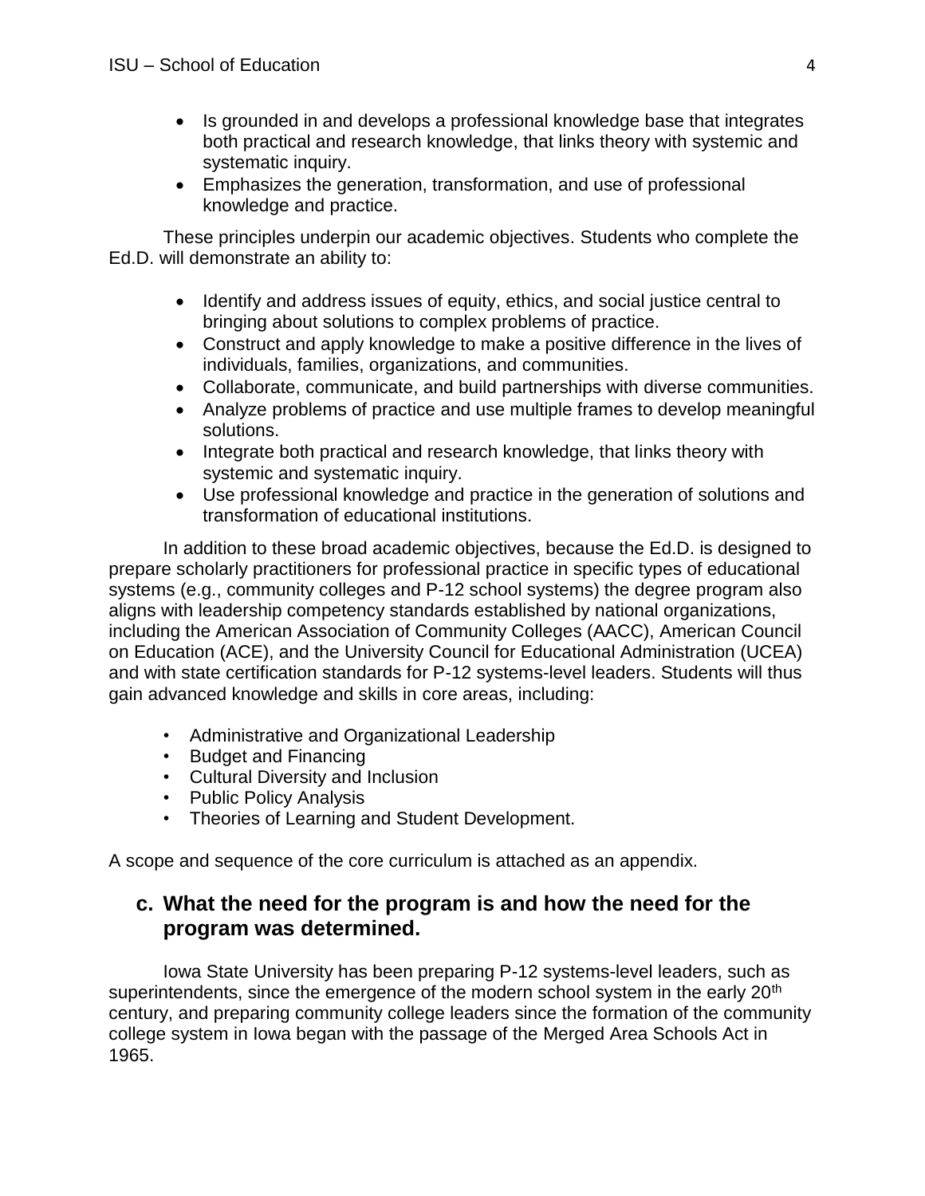- Is grounded in and develops a professional knowledge base that integrates both practical and research knowledge, that links theory with systemic and systematic inquiry.
- Emphasizes the generation, transformation, and use of professional knowledge and practice.

These principles underpin our academic objectives. Students who complete the Ed.D. will demonstrate an ability to:

- Identify and address issues of equity, ethics, and social justice central to bringing about solutions to complex problems of practice.
- Construct and apply knowledge to make a positive difference in the lives of individuals, families, organizations, and communities.
- Collaborate, communicate, and build partnerships with diverse communities.
- Analyze problems of practice and use multiple frames to develop meaningful solutions.
- Integrate both practical and research knowledge, that links theory with systemic and systematic inquiry.
- Use professional knowledge and practice in the generation of solutions and transformation of educational institutions.

In addition to these broad academic objectives, because the Ed.D. is designed to prepare scholarly practitioners for professional practice in specific types of educational systems (e.g., community colleges and P-12 school systems) the degree program also aligns with leadership competency standards established by national organizations, including the American Association of Community Colleges (AACC), American Council on Education (ACE), and the University Council for Educational Administration (UCEA) and with state certification standards for P-12 systems-level leaders. Students will thus gain advanced knowledge and skills in core areas, including:

- Administrative and Organizational Leadership
- Budget and Financing
- Cultural Diversity and Inclusion
- Public Policy Analysis
- Theories of Learning and Student Development.

A scope and sequence of the core curriculum is attached as an appendix.

## c. What the need for the program is and how the need for the program was determined.

Iowa State University has been preparing P-12 systems-level leaders, such as superintendents, since the emergence of the modern school system in the early 20th century, and preparing community college leaders since the formation of the community college system in Iowa began with the passage of the Merged Area Schools Act in 1965.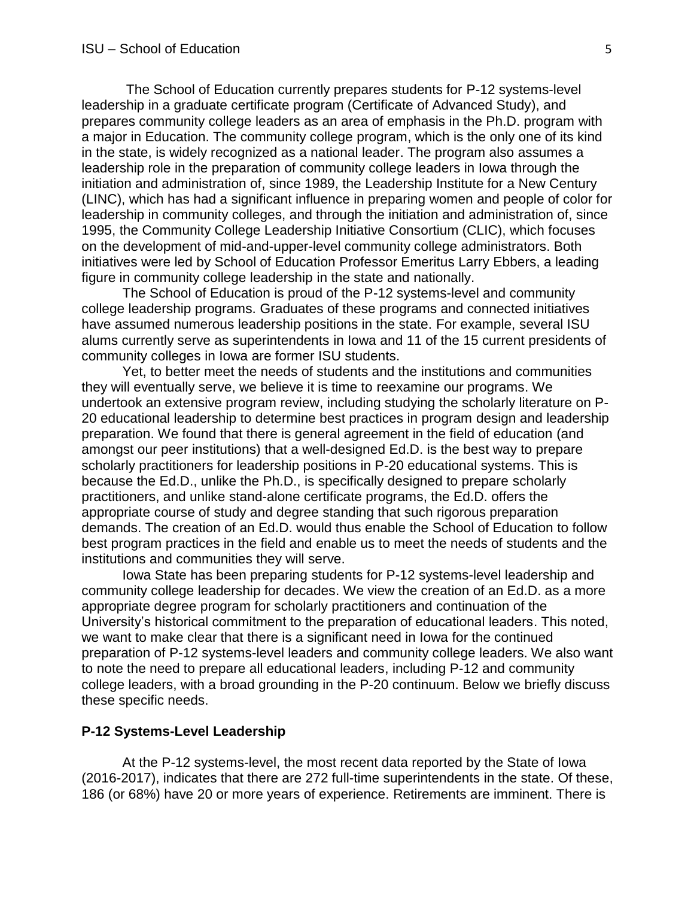The School of Education currently prepares students for P-12 systems-level leadership in a graduate certificate program (Certificate of Advanced Study), and prepares community college leaders as an area of emphasis in the Ph.D. program with a major in Education. The community college program, which is the only one of its kind in the state, is widely recognized as a national leader. The program also assumes a leadership role in the preparation of community college leaders in Iowa through the initiation and administration of, since 1989, the Leadership Institute for a New Century (LINC), which has had a significant influence in preparing women and people of color for leadership in community colleges, and through the initiation and administration of, since 1995, the Community College Leadership Initiative Consortium (CLIC), which focuses on the development of mid-and-upper-level community college administrators. Both initiatives were led by School of Education Professor Emeritus Larry Ebbers, a leading figure in community college leadership in the state and nationally.

The School of Education is proud of the P-12 systems-level and community college leadership programs. Graduates of these programs and connected initiatives have assumed numerous leadership positions in the state. For example, several ISU alums currently serve as superintendents in Iowa and 11 of the 15 current presidents of community colleges in Iowa are former ISU students.

Yet, to better meet the needs of students and the institutions and communities they will eventually serve, we believe it is time to reexamine our programs. We undertook an extensive program review, including studying the scholarly literature on P-20 educational leadership to determine best practices in program design and leadership preparation. We found that there is general agreement in the field of education (and amongst our peer institutions) that a well-designed Ed.D. is the best way to prepare scholarly practitioners for leadership positions in P-20 educational systems. This is because the Ed.D., unlike the Ph.D., is specifically designed to prepare scholarly practitioners, and unlike stand-alone certificate programs, the Ed.D. offers the appropriate course of study and degree standing that such rigorous preparation demands. The creation of an Ed.D. would thus enable the School of Education to follow best program practices in the field and enable us to meet the needs of students and the institutions and communities they will serve.

Iowa State has been preparing students for P-12 systems-level leadership and community college leadership for decades. We view the creation of an Ed.D. as a more appropriate degree program for scholarly practitioners and continuation of the University's historical commitment to the preparation of educational leaders. This noted, we want to make clear that there is a significant need in Iowa for the continued preparation of P-12 systems-level leaders and community college leaders. We also want to note the need to prepare all educational leaders, including P-12 and community college leaders, with a broad grounding in the P-20 continuum. Below we briefly discuss these specific needs.

**P-12 Systems-Level Leadership**

At the P-12 systems-level, the most recent data reported by the State of Iowa (2016-2017), indicates that there are 272 full-time superintendents in the state. Of these, 186 (or 68%) have 20 or more years of experience. Retirements are imminent. There is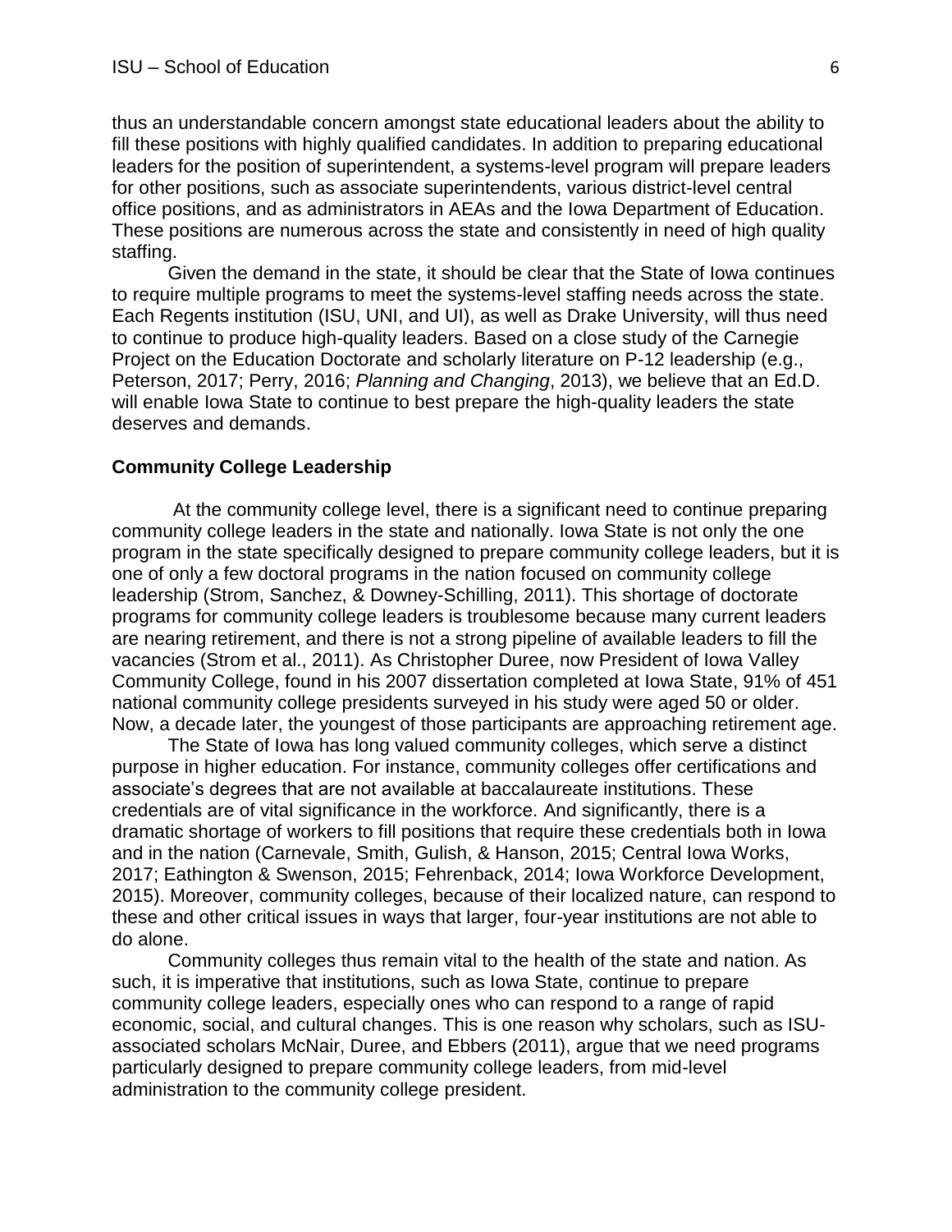thus an understandable concern amongst state educational leaders about the ability to fill these positions with highly qualified candidates. In addition to preparing educational leaders for the position of superintendent, a systems-level program will prepare leaders for other positions, such as associate superintendents, various district-level central office positions, and as administrators in AEAs and the Iowa Department of Education. These positions are numerous across the state and consistently in need of high quality staffing.

Given the demand in the state, it should be clear that the State of Iowa continues to require multiple programs to meet the systems-level staffing needs across the state. Each Regents institution (ISU, UNI, and UI), as well as Drake University, will thus need to continue to produce high-quality leaders. Based on a close study of the Carnegie Project on the Education Doctorate and scholarly literature on P-12 leadership (e.g., Peterson, 2017; Perry, 2016; *Planning and Changing*, 2013), we believe that an Ed.D. will enable Iowa State to continue to best prepare the high-quality leaders the state deserves and demands.

**Community College Leadership**

At the community college level, there is a significant need to continue preparing community college leaders in the state and nationally. Iowa State is not only the one program in the state specifically designed to prepare community college leaders, but it is one of only a few doctoral programs in the nation focused on community college leadership (Strom, Sanchez, & Downey-Schilling, 2011). This shortage of doctorate programs for community college leaders is troublesome because many current leaders are nearing retirement, and there is not a strong pipeline of available leaders to fill the vacancies (Strom et al., 2011). As Christopher Duree, now President of Iowa Valley Community College, found in his 2007 dissertation completed at Iowa State, 91% of 451 national community college presidents surveyed in his study were aged 50 or older. Now, a decade later, the youngest of those participants are approaching retirement age.

The State of Iowa has long valued community colleges, which serve a distinct purpose in higher education. For instance, community colleges offer certifications and associate's degrees that are not available at baccalaureate institutions. These credentials are of vital significance in the workforce. And significantly, there is a dramatic shortage of workers to fill positions that require these credentials both in Iowa and in the nation (Carnevale, Smith, Gulish, & Hanson, 2015; Central Iowa Works, 2017; Eathington & Swenson, 2015; Fehrenback, 2014; Iowa Workforce Development, 2015). Moreover, community colleges, because of their localized nature, can respond to these and other critical issues in ways that larger, four-year institutions are not able to do alone.

Community colleges thus remain vital to the health of the state and nation. As such, it is imperative that institutions, such as Iowa State, continue to prepare community college leaders, especially ones who can respond to a range of rapid economic, social, and cultural changes. This is one reason why scholars, such as ISU-associated scholars McNair, Duree, and Ebbers (2011), argue that we need programs particularly designed to prepare community college leaders, from mid-level administration to the community college president.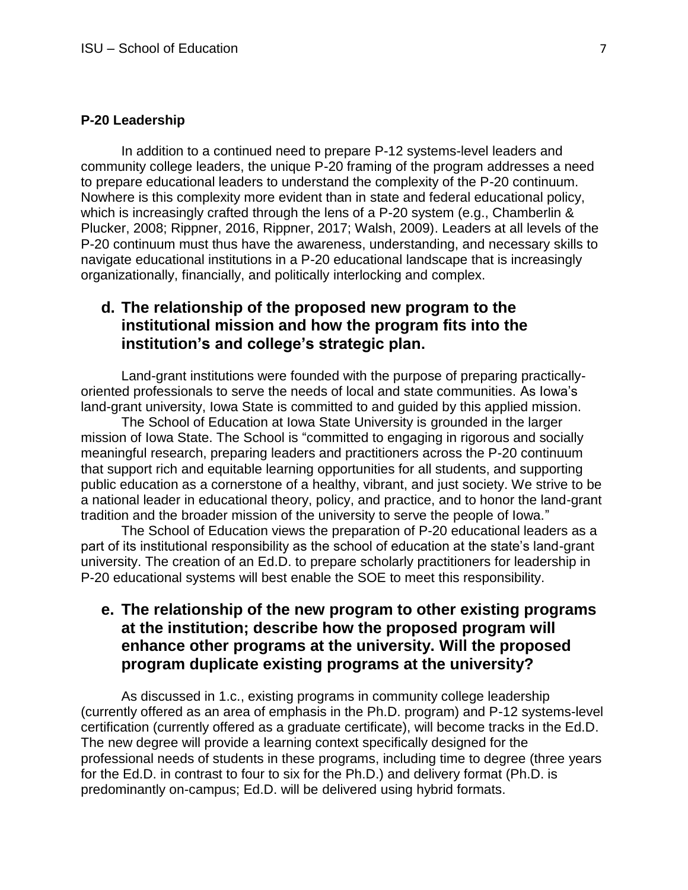**P-20 Leadership**

In addition to a continued need to prepare P-12 systems-level leaders and community college leaders, the unique P-20 framing of the program addresses a need to prepare educational leaders to understand the complexity of the P-20 continuum. Nowhere is this complexity more evident than in state and federal educational policy, which is increasingly crafted through the lens of a P-20 system (e.g., Chamberlin & Plucker, 2008; Rippner, 2016, Rippner, 2017; Walsh, 2009). Leaders at all levels of the P-20 continuum must thus have the awareness, understanding, and necessary skills to navigate educational institutions in a P-20 educational landscape that is increasingly organizationally, financially, and politically interlocking and complex.

## d. The relationship of the proposed new program to the institutional mission and how the program fits into the institution's and college's strategic plan.

Land-grant institutions were founded with the purpose of preparing practically-oriented professionals to serve the needs of local and state communities. As Iowa's land-grant university, Iowa State is committed to and guided by this applied mission.

The School of Education at Iowa State University is grounded in the larger mission of Iowa State. The School is "committed to engaging in rigorous and socially meaningful research, preparing leaders and practitioners across the P-20 continuum that support rich and equitable learning opportunities for all students, and supporting public education as a cornerstone of a healthy, vibrant, and just society. We strive to be a national leader in educational theory, policy, and practice, and to honor the land-grant tradition and the broader mission of the university to serve the people of Iowa."

The School of Education views the preparation of P-20 educational leaders as a part of its institutional responsibility as the school of education at the state's land-grant university. The creation of an Ed.D. to prepare scholarly practitioners for leadership in P-20 educational systems will best enable the SOE to meet this responsibility.

## e. The relationship of the new program to other existing programs at the institution; describe how the proposed program will enhance other programs at the university. Will the proposed program duplicate existing programs at the university?

As discussed in 1.c., existing programs in community college leadership (currently offered as an area of emphasis in the Ph.D. program) and P-12 systems-level certification (currently offered as a graduate certificate), will become tracks in the Ed.D. The new degree will provide a learning context specifically designed for the professional needs of students in these programs, including time to degree (three years for the Ed.D. in contrast to four to six for the Ph.D.) and delivery format (Ph.D. is predominantly on-campus; Ed.D. will be delivered using hybrid formats.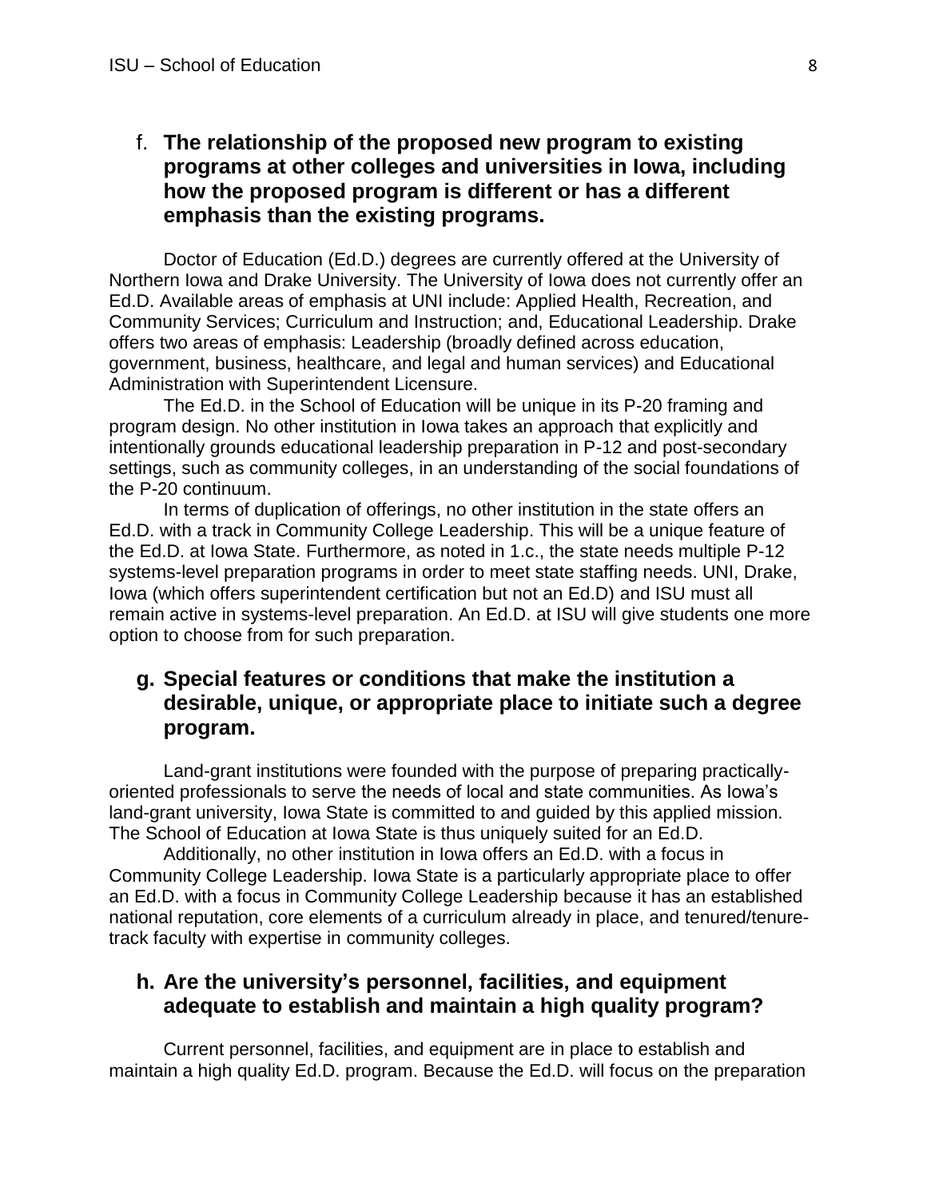### f. The relationship of the proposed new program to existing programs at other colleges and universities in Iowa, including how the proposed program is different or has a different emphasis than the existing programs.

Doctor of Education (Ed.D.) degrees are currently offered at the University of Northern Iowa and Drake University. The University of Iowa does not currently offer an Ed.D. Available areas of emphasis at UNI include: Applied Health, Recreation, and Community Services; Curriculum and Instruction; and, Educational Leadership. Drake offers two areas of emphasis: Leadership (broadly defined across education, government, business, healthcare, and legal and human services) and Educational Administration with Superintendent Licensure.

The Ed.D. in the School of Education will be unique in its P-20 framing and program design. No other institution in Iowa takes an approach that explicitly and intentionally grounds educational leadership preparation in P-12 and post-secondary settings, such as community colleges, in an understanding of the social foundations of the P-20 continuum.

In terms of duplication of offerings, no other institution in the state offers an Ed.D. with a track in Community College Leadership. This will be a unique feature of the Ed.D. at Iowa State. Furthermore, as noted in 1.c., the state needs multiple P-12 systems-level preparation programs in order to meet state staffing needs. UNI, Drake, Iowa (which offers superintendent certification but not an Ed.D) and ISU must all remain active in systems-level preparation. An Ed.D. at ISU will give students one more option to choose from for such preparation.

### g. Special features or conditions that make the institution a desirable, unique, or appropriate place to initiate such a degree program.

Land-grant institutions were founded with the purpose of preparing practically-oriented professionals to serve the needs of local and state communities. As Iowa's land-grant university, Iowa State is committed to and guided by this applied mission. The School of Education at Iowa State is thus uniquely suited for an Ed.D.

Additionally, no other institution in Iowa offers an Ed.D. with a focus in Community College Leadership. Iowa State is a particularly appropriate place to offer an Ed.D. with a focus in Community College Leadership because it has an established national reputation, core elements of a curriculum already in place, and tenured/tenure-track faculty with expertise in community colleges.

### h. Are the university's personnel, facilities, and equipment adequate to establish and maintain a high quality program?

Current personnel, facilities, and equipment are in place to establish and maintain a high quality Ed.D. program. Because the Ed.D. will focus on the preparation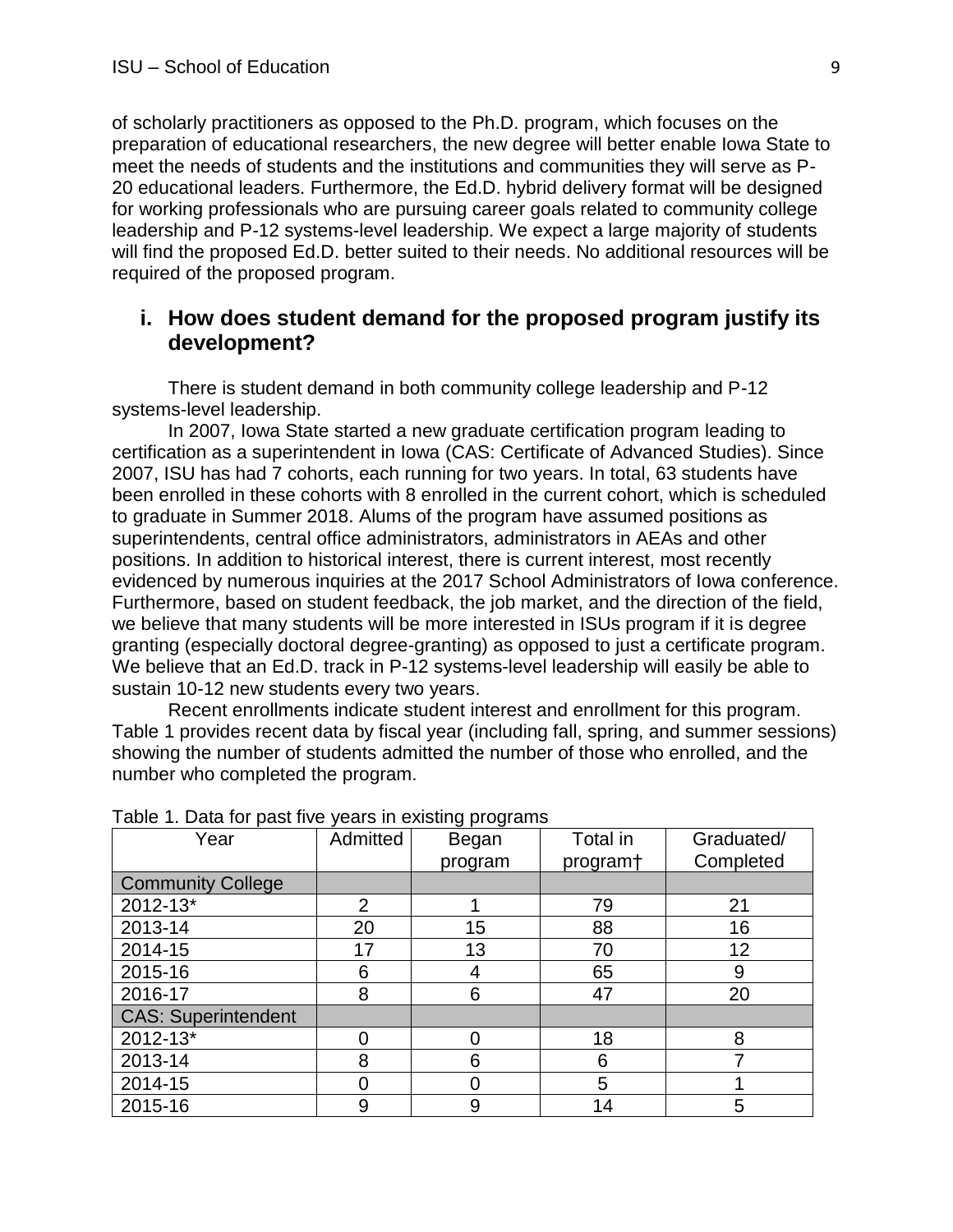of scholarly practitioners as opposed to the Ph.D. program, which focuses on the preparation of educational researchers, the new degree will better enable Iowa State to meet the needs of students and the institutions and communities they will serve as P-20 educational leaders. Furthermore, the Ed.D. hybrid delivery format will be designed for working professionals who are pursuing career goals related to community college leadership and P-12 systems-level leadership. We expect a large majority of students will find the proposed Ed.D. better suited to their needs. No additional resources will be required of the proposed program.

## i. How does student demand for the proposed program justify its development?

There is student demand in both community college leadership and P-12 systems-level leadership.

In 2007, Iowa State started a new graduate certification program leading to certification as a superintendent in Iowa (CAS: Certificate of Advanced Studies). Since 2007, ISU has had 7 cohorts, each running for two years. In total, 63 students have been enrolled in these cohorts with 8 enrolled in the current cohort, which is scheduled to graduate in Summer 2018. Alums of the program have assumed positions as superintendents, central office administrators, administrators in AEAs and other positions. In addition to historical interest, there is current interest, most recently evidenced by numerous inquiries at the 2017 School Administrators of Iowa conference. Furthermore, based on student feedback, the job market, and the direction of the field, we believe that many students will be more interested in ISUs program if it is degree granting (especially doctoral degree-granting) as opposed to just a certificate program. We believe that an Ed.D. track in P-12 systems-level leadership will easily be able to sustain 10-12 new students every two years.

Recent enrollments indicate student interest and enrollment for this program. Table 1 provides recent data by fiscal year (including fall, spring, and summer sessions) showing the number of students admitted the number of those who enrolled, and the number who completed the program.

Table 1. Data for past five years in existing programs

| Year | Admitted | Began program | Total in program† | Graduated/ Completed |
|---|---|---|---|---|
| Community College | | | | |
| 2012-13* | 2 | 1 | 79 | 21 |
| 2013-14 | 20 | 15 | 88 | 16 |
| 2014-15 | 17 | 13 | 70 | 12 |
| 2015-16 | 6 | 4 | 65 | 9 |
| 2016-17 | 8 | 6 | 47 | 20 |
| CAS: Superintendent | | | | |
| 2012-13* | 0 | 0 | 18 | 8 |
| 2013-14 | 8 | 6 | 6 | 7 |
| 2014-15 | 0 | 0 | 5 | 1 |
| 2015-16 | 9 | 9 | 14 | 5 |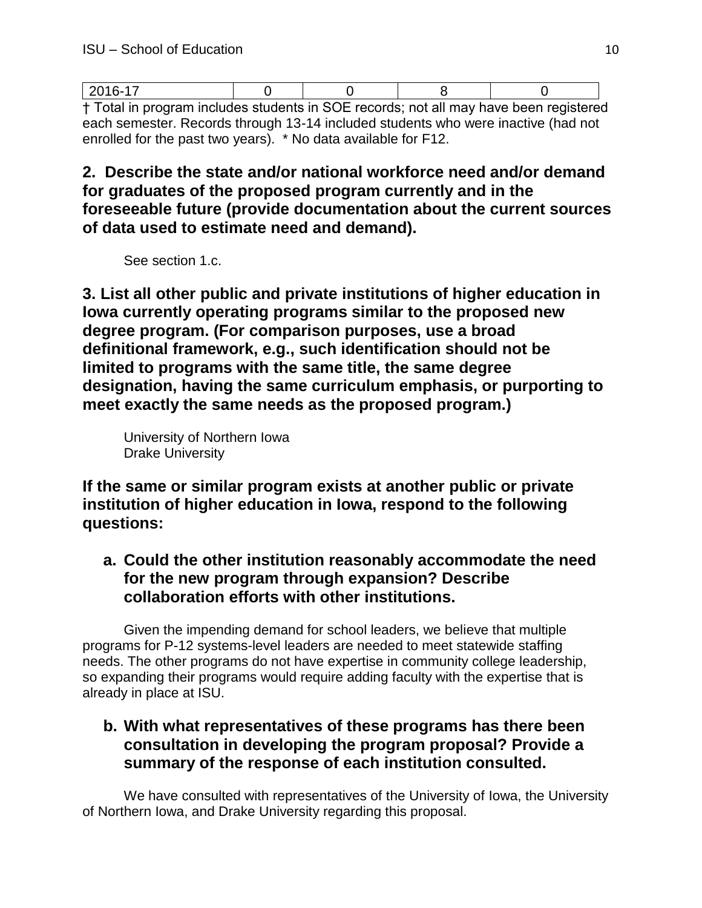| 2016-17 | 0 | 0 | 8 | 0 |
|---|---|---|---|---|

† Total in program includes students in SOE records; not all may have been registered each semester. Records through 13-14 included students who were inactive (had not enrolled for the past two years). * No data available for F12.

## 2. Describe the state and/or national workforce need and/or demand for graduates of the proposed program currently and in the foreseeable future (provide documentation about the current sources of data used to estimate need and demand).

See section 1.c.

## 3. List all other public and private institutions of higher education in Iowa currently operating programs similar to the proposed new degree program. (For comparison purposes, use a broad definitional framework, e.g., such identification should not be limited to programs with the same title, the same degree designation, having the same curriculum emphasis, or purporting to meet exactly the same needs as the proposed program.)

University of Northern Iowa
Drake University

## If the same or similar program exists at another public or private institution of higher education in Iowa, respond to the following questions:

### a. Could the other institution reasonably accommodate the need for the new program through expansion? Describe collaboration efforts with other institutions.

Given the impending demand for school leaders, we believe that multiple programs for P-12 systems-level leaders are needed to meet statewide staffing needs. The other programs do not have expertise in community college leadership, so expanding their programs would require adding faculty with the expertise that is already in place at ISU.

### b. With what representatives of these programs has there been consultation in developing the program proposal? Provide a summary of the response of each institution consulted.

We have consulted with representatives of the University of Iowa, the University of Northern Iowa, and Drake University regarding this proposal.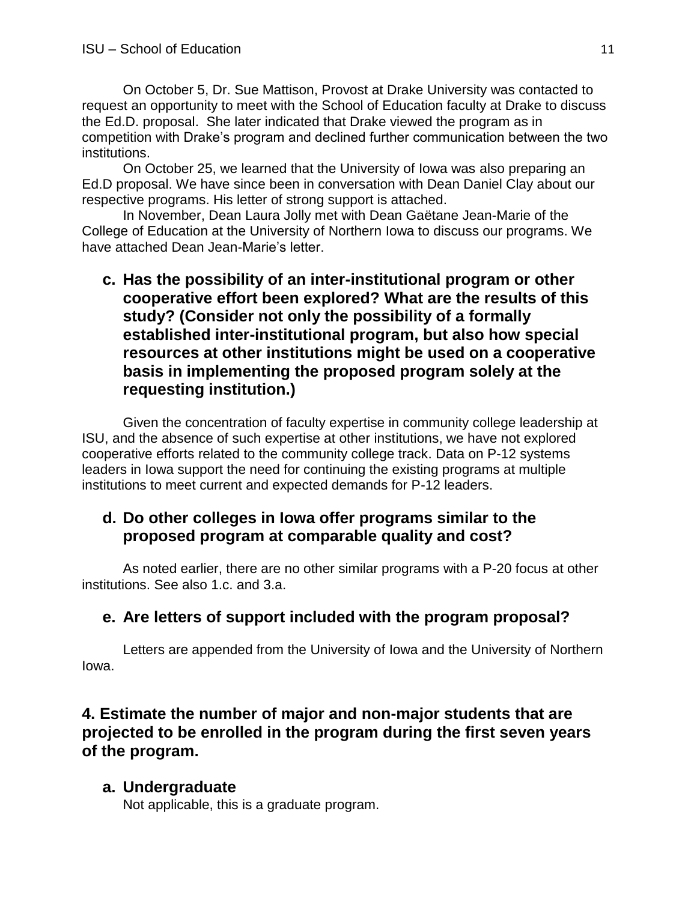On October 5, Dr. Sue Mattison, Provost at Drake University was contacted to request an opportunity to meet with the School of Education faculty at Drake to discuss the Ed.D. proposal. She later indicated that Drake viewed the program as in competition with Drake's program and declined further communication between the two institutions.

On October 25, we learned that the University of Iowa was also preparing an Ed.D proposal. We have since been in conversation with Dean Daniel Clay about our respective programs. His letter of strong support is attached.

In November, Dean Laura Jolly met with Dean Gaëtane Jean-Marie of the College of Education at the University of Northern Iowa to discuss our programs. We have attached Dean Jean-Marie's letter.

### c. Has the possibility of an inter-institutional program or other cooperative effort been explored? What are the results of this study? (Consider not only the possibility of a formally established inter-institutional program, but also how special resources at other institutions might be used on a cooperative basis in implementing the proposed program solely at the requesting institution.)

Given the concentration of faculty expertise in community college leadership at ISU, and the absence of such expertise at other institutions, we have not explored cooperative efforts related to the community college track. Data on P-12 systems leaders in Iowa support the need for continuing the existing programs at multiple institutions to meet current and expected demands for P-12 leaders.

### d. Do other colleges in Iowa offer programs similar to the proposed program at comparable quality and cost?

As noted earlier, there are no other similar programs with a P-20 focus at other institutions. See also 1.c. and 3.a.

### e. Are letters of support included with the program proposal?

Letters are appended from the University of Iowa and the University of Northern Iowa.

## 4. Estimate the number of major and non-major students that are projected to be enrolled in the program during the first seven years of the program.

### a. Undergraduate

Not applicable, this is a graduate program.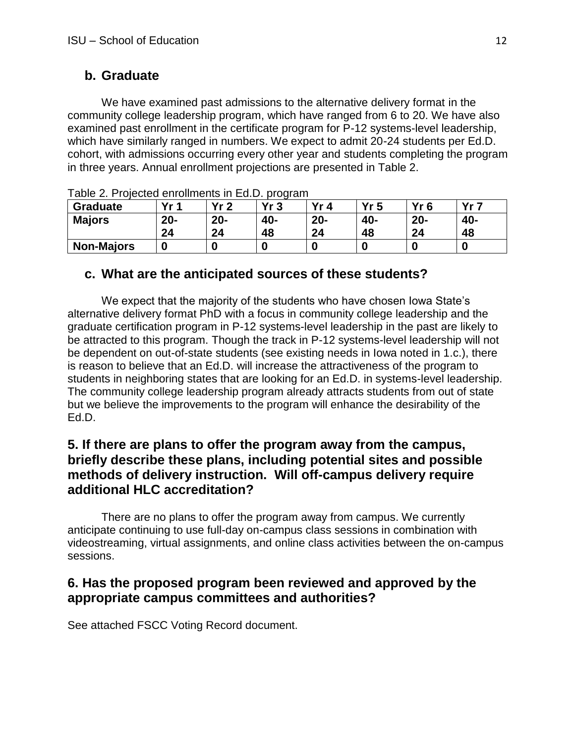## b. Graduate

We have examined past admissions to the alternative delivery format in the community college leadership program, which have ranged from 6 to 20. We have also examined past enrollment in the certificate program for P-12 systems-level leadership, which have similarly ranged in numbers. We expect to admit 20-24 students per Ed.D. cohort, with admissions occurring every other year and students completing the program in three years. Annual enrollment projections are presented in Table 2.

Table 2. Projected enrollments in Ed.D. program

| Graduate | Yr 1 | Yr 2 | Yr 3 | Yr 4 | Yr 5 | Yr 6 | Yr 7 |
|---|---|---|---|---|---|---|---|
| **Majors** | **20-24** | **20-24** | **40-48** | **20-24** | **40-48** | **20-24** | **40-48** |
| **Non-Majors** | **0** | **0** | **0** | **0** | **0** | **0** | **0** |

## c. What are the anticipated sources of these students?

We expect that the majority of the students who have chosen Iowa State's alternative delivery format PhD with a focus in community college leadership and the graduate certification program in P-12 systems-level leadership in the past are likely to be attracted to this program. Though the track in P-12 systems-level leadership will not be dependent on out-of-state students (see existing needs in Iowa noted in 1.c.), there is reason to believe that an Ed.D. will increase the attractiveness of the program to students in neighboring states that are looking for an Ed.D. in systems-level leadership. The community college leadership program already attracts students from out of state but we believe the improvements to the program will enhance the desirability of the Ed.D.

## 5. If there are plans to offer the program away from the campus, briefly describe these plans, including potential sites and possible methods of delivery instruction. Will off-campus delivery require additional HLC accreditation?

There are no plans to offer the program away from campus. We currently anticipate continuing to use full-day on-campus class sessions in combination with videostreaming, virtual assignments, and online class activities between the on-campus sessions.

## 6. Has the proposed program been reviewed and approved by the appropriate campus committees and authorities?

See attached FSCC Voting Record document.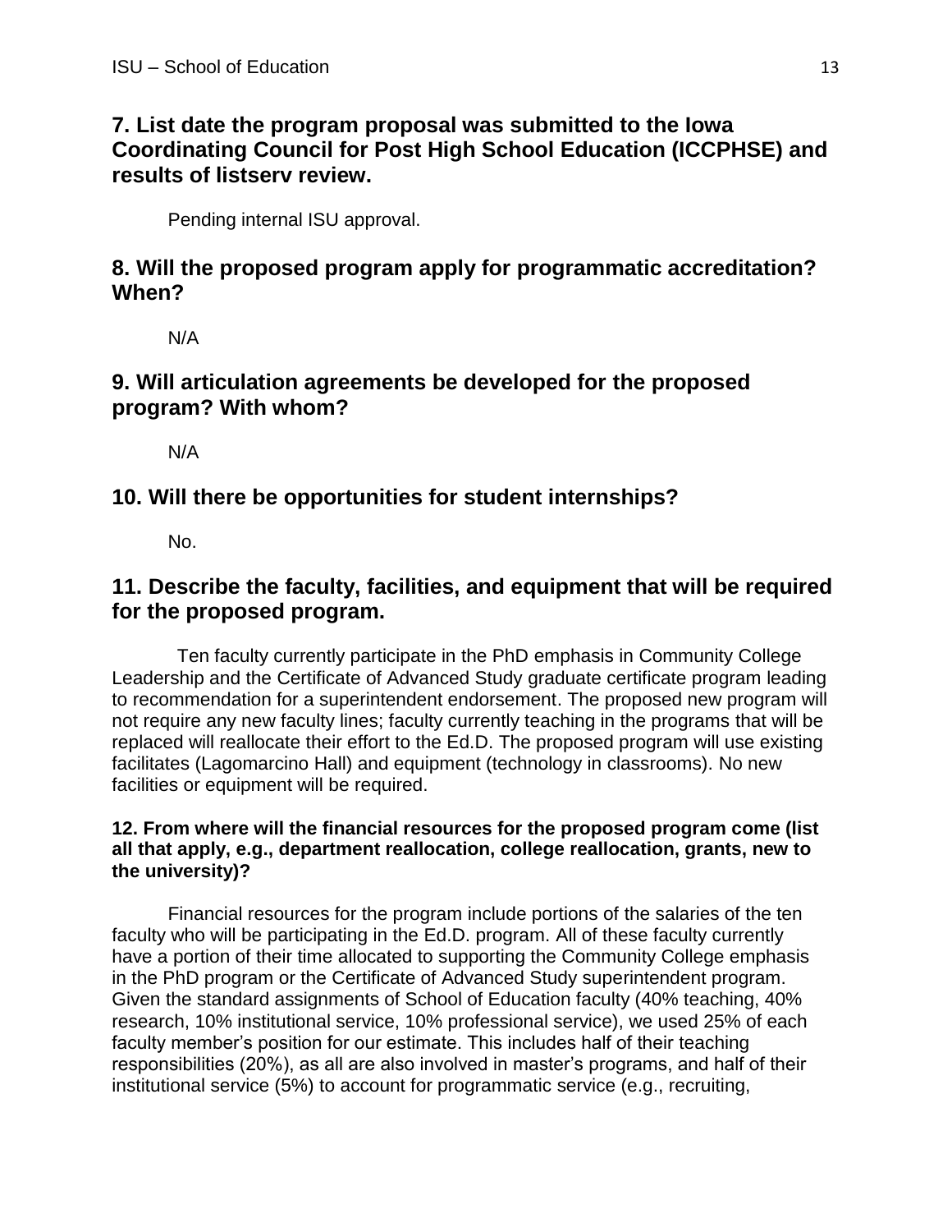## 7. List date the program proposal was submitted to the Iowa Coordinating Council for Post High School Education (ICCPHSE) and results of listserv review.

Pending internal ISU approval.

## 8. Will the proposed program apply for programmatic accreditation? When?

N/A

## 9. Will articulation agreements be developed for the proposed program? With whom?

N/A

## 10. Will there be opportunities for student internships?

No.

## 11. Describe the faculty, facilities, and equipment that will be required for the proposed program.

Ten faculty currently participate in the PhD emphasis in Community College Leadership and the Certificate of Advanced Study graduate certificate program leading to recommendation for a superintendent endorsement. The proposed new program will not require any new faculty lines; faculty currently teaching in the programs that will be replaced will reallocate their effort to the Ed.D. The proposed program will use existing facilitates (Lagomarcino Hall) and equipment (technology in classrooms). No new facilities or equipment will be required.

**12. From where will the financial resources for the proposed program come (list all that apply, e.g., department reallocation, college reallocation, grants, new to the university)?**

Financial resources for the program include portions of the salaries of the ten faculty who will be participating in the Ed.D. program. All of these faculty currently have a portion of their time allocated to supporting the Community College emphasis in the PhD program or the Certificate of Advanced Study superintendent program. Given the standard assignments of School of Education faculty (40% teaching, 40% research, 10% institutional service, 10% professional service), we used 25% of each faculty member's position for our estimate. This includes half of their teaching responsibilities (20%), as all are also involved in master's programs, and half of their institutional service (5%) to account for programmatic service (e.g., recruiting,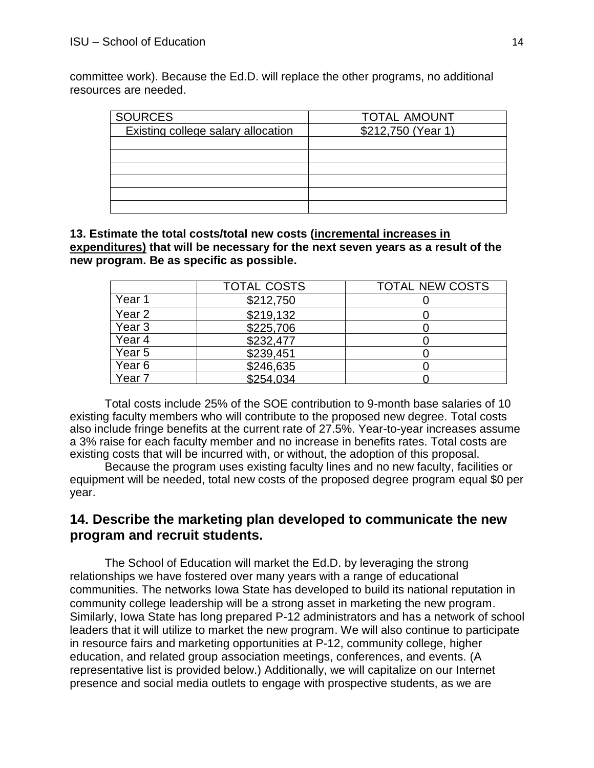committee work). Because the Ed.D. will replace the other programs, no additional resources are needed.

| SOURCES | TOTAL AMOUNT |
|---|---|
| Existing college salary allocation | $212,750 (Year 1) |
| | |
| | |
| | |
| | |
| | |
| | |

**13. Estimate the total costs/total new costs (<u>incremental increases in expenditures</u>) that will be necessary for the next seven years as a result of the new program. Be as specific as possible.**

| | TOTAL COSTS | TOTAL NEW COSTS |
|---|---|---|
| Year 1 | $212,750 | 0 |
| Year 2 | $219,132 | 0 |
| Year 3 | $225,706 | 0 |
| Year 4 | $232,477 | 0 |
| Year 5 | $239,451 | 0 |
| Year 6 | $246,635 | 0 |
| Year 7 | $254,034 | 0 |

Total costs include 25% of the SOE contribution to 9-month base salaries of 10 existing faculty members who will contribute to the proposed new degree. Total costs also include fringe benefits at the current rate of 27.5%. Year-to-year increases assume a 3% raise for each faculty member and no increase in benefits rates. Total costs are existing costs that will be incurred with, or without, the adoption of this proposal.

Because the program uses existing faculty lines and no new faculty, facilities or equipment will be needed, total new costs of the proposed degree program equal $0 per year.

## 14. Describe the marketing plan developed to communicate the new program and recruit students.

The School of Education will market the Ed.D. by leveraging the strong relationships we have fostered over many years with a range of educational communities. The networks Iowa State has developed to build its national reputation in community college leadership will be a strong asset in marketing the new program. Similarly, Iowa State has long prepared P-12 administrators and has a network of school leaders that it will utilize to market the new program. We will also continue to participate in resource fairs and marketing opportunities at P-12, community college, higher education, and related group association meetings, conferences, and events. (A representative list is provided below.) Additionally, we will capitalize on our Internet presence and social media outlets to engage with prospective students, as we are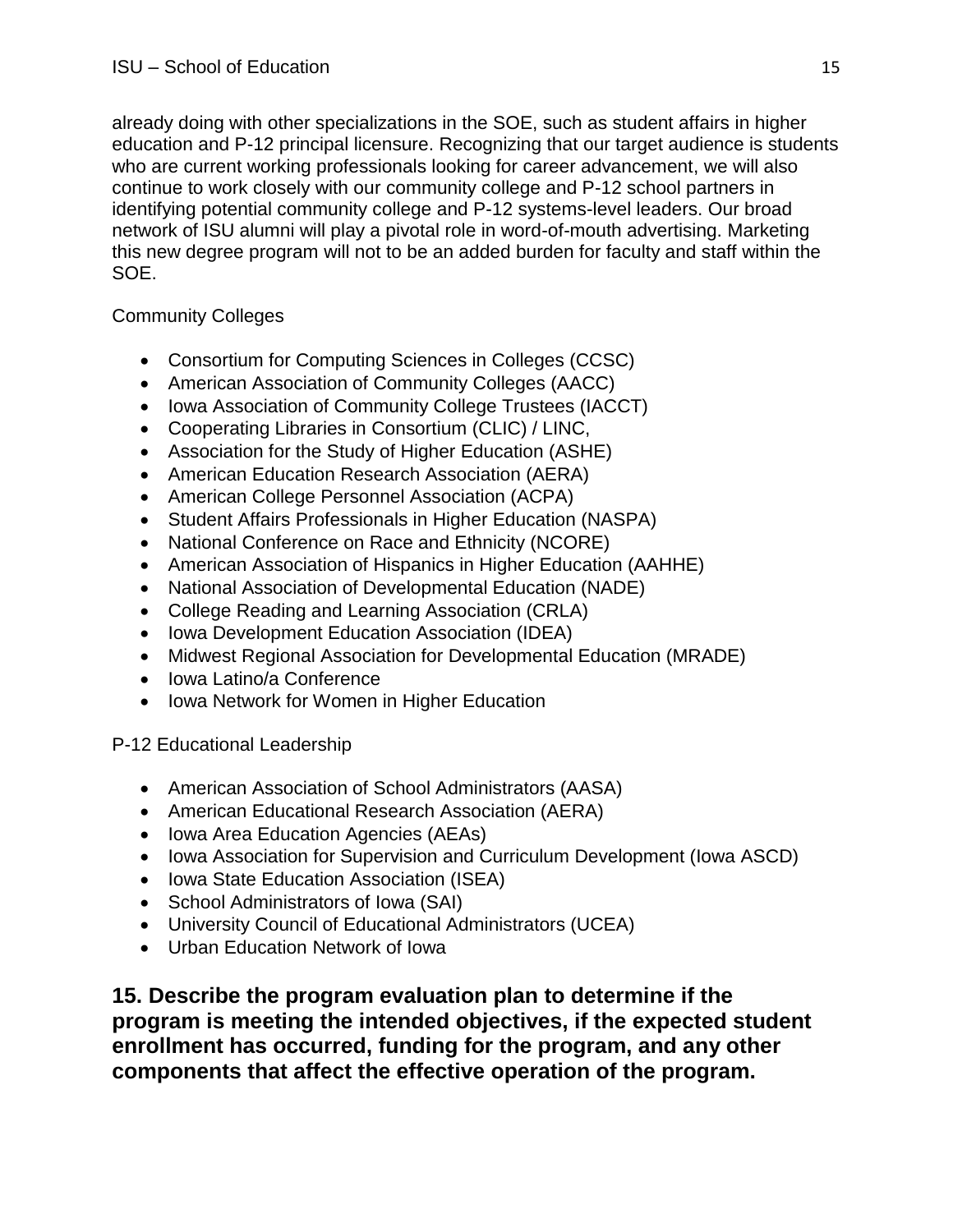already doing with other specializations in the SOE, such as student affairs in higher education and P-12 principal licensure. Recognizing that our target audience is students who are current working professionals looking for career advancement, we will also continue to work closely with our community college and P-12 school partners in identifying potential community college and P-12 systems-level leaders. Our broad network of ISU alumni will play a pivotal role in word-of-mouth advertising. Marketing this new degree program will not to be an added burden for faculty and staff within the SOE.

Community Colleges

- Consortium for Computing Sciences in Colleges (CCSC)
- American Association of Community Colleges (AACC)
- Iowa Association of Community College Trustees (IACCT)
- Cooperating Libraries in Consortium (CLIC) / LINC,
- Association for the Study of Higher Education (ASHE)
- American Education Research Association (AERA)
- American College Personnel Association (ACPA)
- Student Affairs Professionals in Higher Education (NASPA)
- National Conference on Race and Ethnicity (NCORE)
- American Association of Hispanics in Higher Education (AAHHE)
- National Association of Developmental Education (NADE)
- College Reading and Learning Association (CRLA)
- Iowa Development Education Association (IDEA)
- Midwest Regional Association for Developmental Education (MRADE)
- Iowa Latino/a Conference
- Iowa Network for Women in Higher Education

P-12 Educational Leadership

- American Association of School Administrators (AASA)
- American Educational Research Association (AERA)
- Iowa Area Education Agencies (AEAs)
- Iowa Association for Supervision and Curriculum Development (Iowa ASCD)
- Iowa State Education Association (ISEA)
- School Administrators of Iowa (SAI)
- University Council of Educational Administrators (UCEA)
- Urban Education Network of Iowa

**15. Describe the program evaluation plan to determine if the program is meeting the intended objectives, if the expected student enrollment has occurred, funding for the program, and any other components that affect the effective operation of the program.**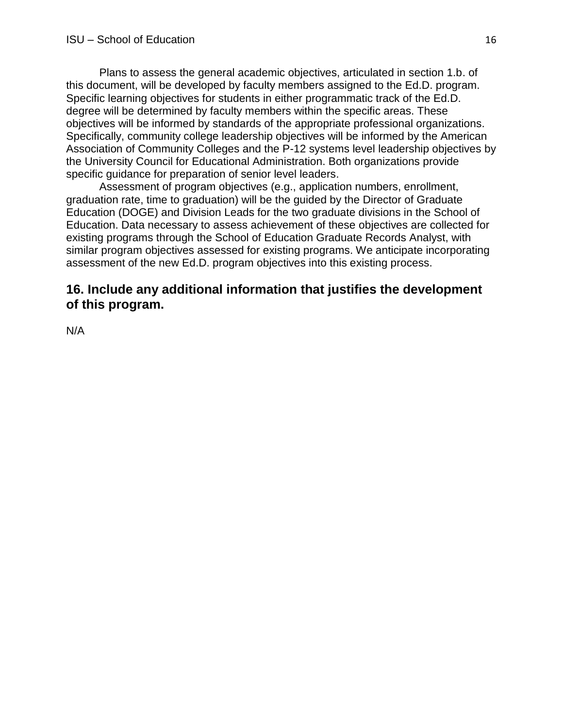Plans to assess the general academic objectives, articulated in section 1.b. of this document, will be developed by faculty members assigned to the Ed.D. program. Specific learning objectives for students in either programmatic track of the Ed.D. degree will be determined by faculty members within the specific areas. These objectives will be informed by standards of the appropriate professional organizations. Specifically, community college leadership objectives will be informed by the American Association of Community Colleges and the P-12 systems level leadership objectives by the University Council for Educational Administration. Both organizations provide specific guidance for preparation of senior level leaders.

Assessment of program objectives (e.g., application numbers, enrollment, graduation rate, time to graduation) will be the guided by the Director of Graduate Education (DOGE) and Division Leads for the two graduate divisions in the School of Education. Data necessary to assess achievement of these objectives are collected for existing programs through the School of Education Graduate Records Analyst, with similar program objectives assessed for existing programs. We anticipate incorporating assessment of the new Ed.D. program objectives into this existing process.

## 16. Include any additional information that justifies the development of this program.

N/A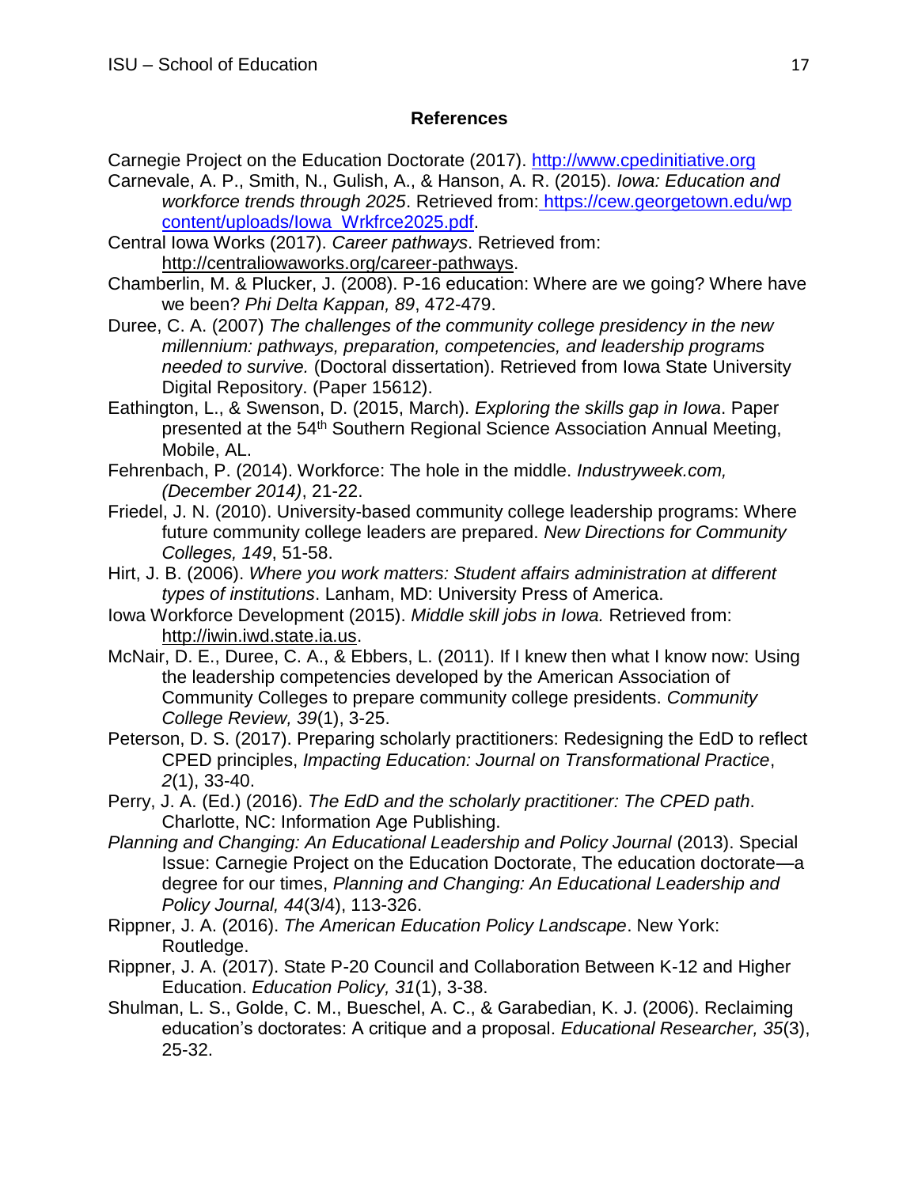## References

Carnegie Project on the Education Doctorate (2017). http://www.cpedinitiative.org

Carnevale, A. P., Smith, N., Gulish, A., & Hanson, A. R. (2015). *Iowa: Education and workforce trends through 2025*. Retrieved from: https://cew.georgetown.edu/wp content/uploads/Iowa_Wrkfrce2025.pdf.

Central Iowa Works (2017). *Career pathways*. Retrieved from: http://centraliowaworks.org/career-pathways.

Chamberlin, M. & Plucker, J. (2008). P-16 education: Where are we going? Where have we been? *Phi Delta Kappan, 89*, 472-479.

Duree, C. A. (2007) *The challenges of the community college presidency in the new millennium: pathways, preparation, competencies, and leadership programs needed to survive.* (Doctoral dissertation). Retrieved from Iowa State University Digital Repository. (Paper 15612).

Eathington, L., & Swenson, D. (2015, March). *Exploring the skills gap in Iowa*. Paper presented at the 54th Southern Regional Science Association Annual Meeting, Mobile, AL.

Fehrenbach, P. (2014). Workforce: The hole in the middle. *Industryweek.com, (December 2014)*, 21-22.

Friedel, J. N. (2010). University-based community college leadership programs: Where future community college leaders are prepared. *New Directions for Community Colleges, 149*, 51-58.

Hirt, J. B. (2006). *Where you work matters: Student affairs administration at different types of institutions*. Lanham, MD: University Press of America.

Iowa Workforce Development (2015). *Middle skill jobs in Iowa.* Retrieved from: http://iwin.iwd.state.ia.us.

McNair, D. E., Duree, C. A., & Ebbers, L. (2011). If I knew then what I know now: Using the leadership competencies developed by the American Association of Community Colleges to prepare community college presidents. *Community College Review, 39*(1), 3-25.

Peterson, D. S. (2017). Preparing scholarly practitioners: Redesigning the EdD to reflect CPED principles, *Impacting Education: Journal on Transformational Practice*, *2*(1), 33-40.

Perry, J. A. (Ed.) (2016). *The EdD and the scholarly practitioner: The CPED path*. Charlotte, NC: Information Age Publishing.

*Planning and Changing: An Educational Leadership and Policy Journal* (2013). Special Issue: Carnegie Project on the Education Doctorate, The education doctorate—a degree for our times, *Planning and Changing: An Educational Leadership and Policy Journal, 44*(3/4), 113-326.

Rippner, J. A. (2016). *The American Education Policy Landscape*. New York: Routledge.

Rippner, J. A. (2017). State P-20 Council and Collaboration Between K-12 and Higher Education. *Education Policy, 31*(1), 3-38.

Shulman, L. S., Golde, C. M., Bueschel, A. C., & Garabedian, K. J. (2006). Reclaiming education's doctorates: A critique and a proposal. *Educational Researcher, 35*(3), 25-32.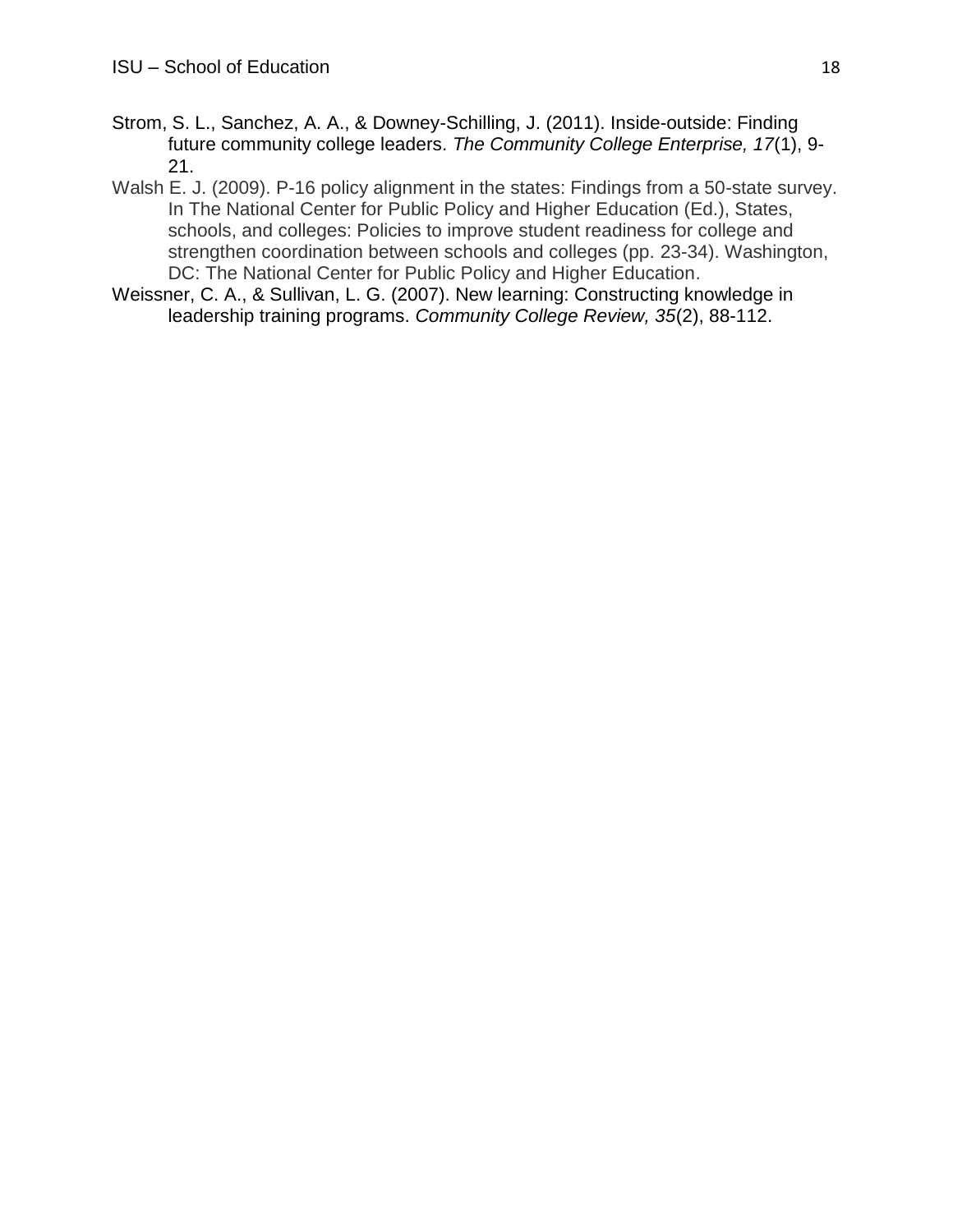Strom, S. L., Sanchez, A. A., & Downey-Schilling, J. (2011). Inside-outside: Finding future community college leaders. *The Community College Enterprise, 17*(1), 9-21.

Walsh E. J. (2009). P-16 policy alignment in the states: Findings from a 50-state survey. In The National Center for Public Policy and Higher Education (Ed.), States, schools, and colleges: Policies to improve student readiness for college and strengthen coordination between schools and colleges (pp. 23-34). Washington, DC: The National Center for Public Policy and Higher Education.

Weissner, C. A., & Sullivan, L. G. (2007). New learning: Constructing knowledge in leadership training programs. *Community College Review, 35*(2), 88-112.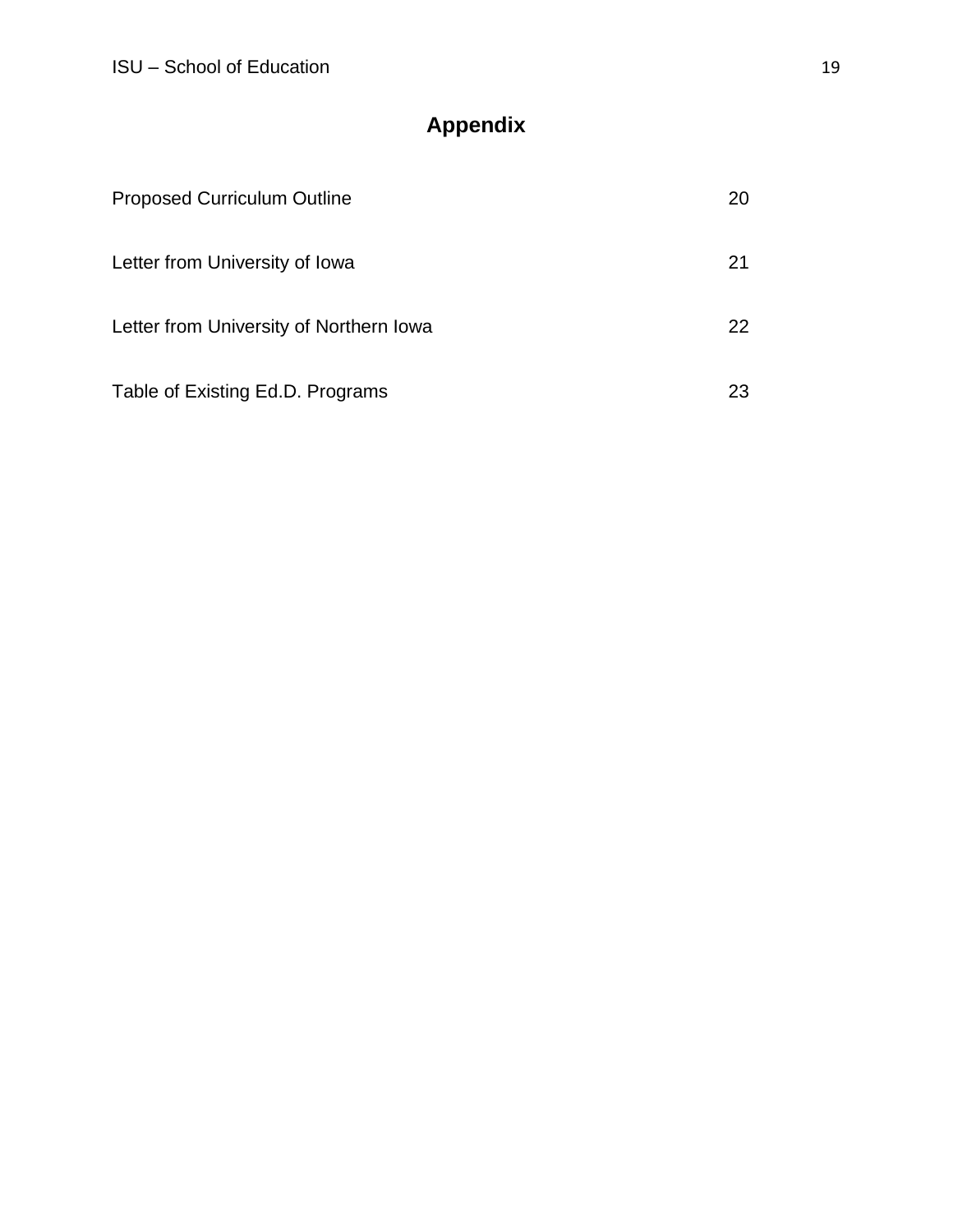# Appendix

| | |
|---|---|
| Proposed Curriculum Outline | 20 |
| Letter from University of Iowa | 21 |
| Letter from University of Northern Iowa | 22 |
| Table of Existing Ed.D. Programs | 23 |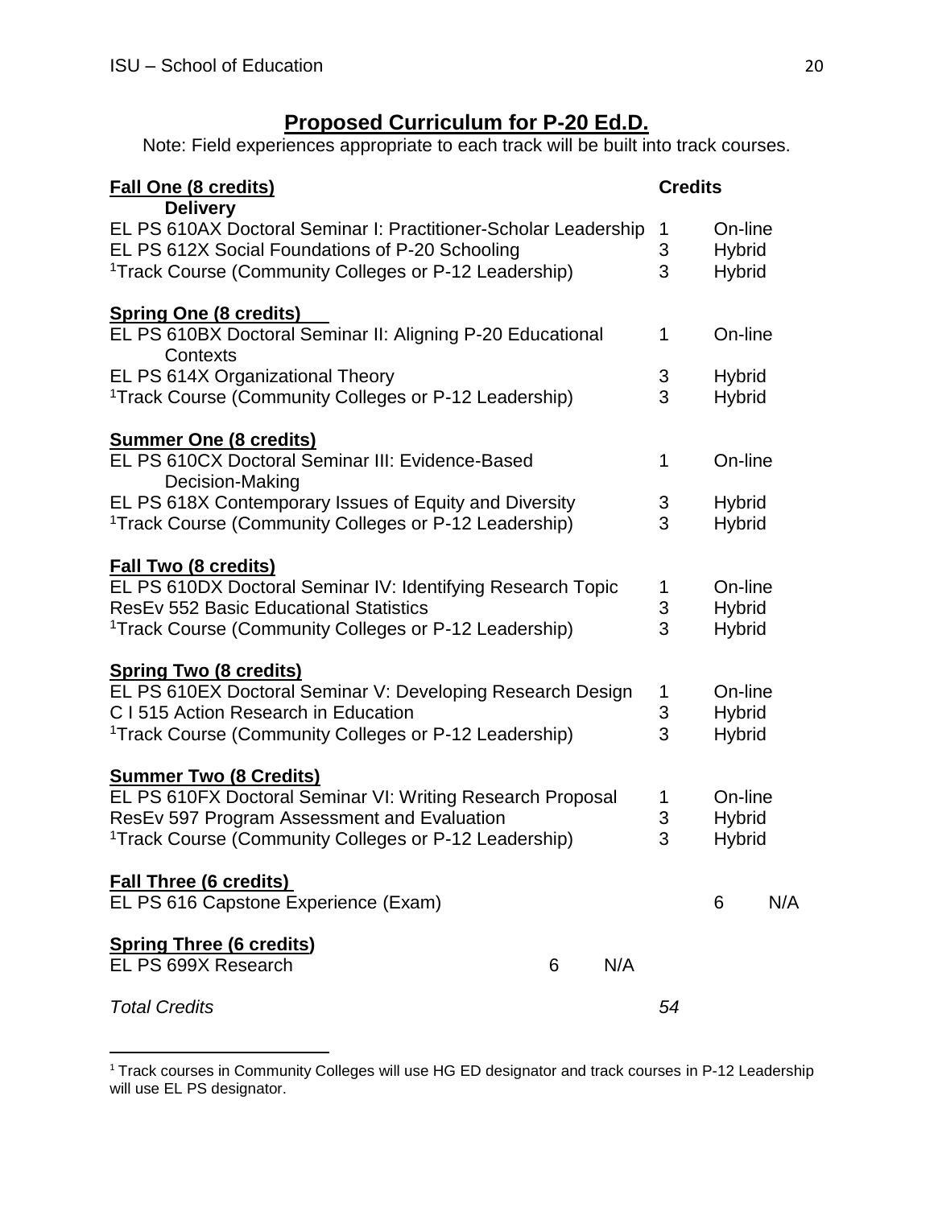## Proposed Curriculum for P-20 Ed.D.

Note: Field experiences appropriate to each track will be built into track courses.

| Course | Credits | Delivery |
|---|---|---|
| **Fall One (8 credits)** | | |
| EL PS 610AX Doctoral Seminar I: Practitioner-Scholar Leadership | 1 | On-line |
| EL PS 612X Social Foundations of P-20 Schooling | 3 | Hybrid |
| Track Course (Community Colleges or P-12 Leadership)[1] | 3 | Hybrid |
| **Spring One (8 credits)** | | |
| EL PS 610BX Doctoral Seminar II: Aligning P-20 Educational Contexts | 1 | On-line |
| EL PS 614X Organizational Theory | 3 | Hybrid |
| Track Course (Community Colleges or P-12 Leadership)[1] | 3 | Hybrid |
| **Summer One (8 credits)** | | |
| EL PS 610CX Doctoral Seminar III: Evidence-Based Decision-Making | 1 | On-line |
| EL PS 618X Contemporary Issues of Equity and Diversity | 3 | Hybrid |
| Track Course (Community Colleges or P-12 Leadership)[1] | 3 | Hybrid |
| **Fall Two (8 credits)** | | |
| EL PS 610DX Doctoral Seminar IV: Identifying Research Topic | 1 | On-line |
| ResEv 552 Basic Educational Statistics | 3 | Hybrid |
| Track Course (Community Colleges or P-12 Leadership)[1] | 3 | Hybrid |
| **Spring Two (8 credits)** | | |
| EL PS 610EX Doctoral Seminar V: Developing Research Design | 1 | On-line |
| C I 515 Action Research in Education | 3 | Hybrid |
| Track Course (Community Colleges or P-12 Leadership)[1] | 3 | Hybrid |
| **Summer Two (8 Credits)** | | |
| EL PS 610FX Doctoral Seminar VI: Writing Research Proposal | 1 | On-line |
| ResEv 597 Program Assessment and Evaluation | 3 | Hybrid |
| Track Course (Community Colleges or P-12 Leadership)[1] | 3 | Hybrid |
| **Fall Three (6 credits)** | | |
| EL PS 616 Capstone Experience (Exam) | 6 | N/A |
| **Spring Three (6 credits)** | | |
| EL PS 699X Research | 6 | N/A |
| *Total Credits* | *54* | |

[1] Track courses in Community Colleges will use HG ED designator and track courses in P-12 Leadership will use EL PS designator.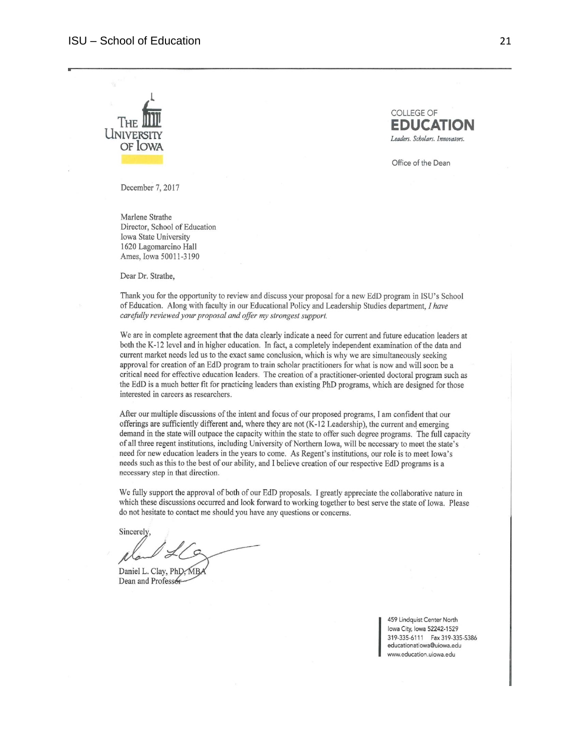THE UNIVERSITY OF IOWA

COLLEGE OF **EDUCATION**
*Leaders. Scholars. Innovators.*

Office of the Dean

December 7, 2017

Marlene Strathe
Director, School of Education
Iowa State University
1620 Lagomarcino Hall
Ames, Iowa 50011-3190

Dear Dr. Strathe,

Thank you for the opportunity to review and discuss your proposal for a new EdD program in ISU's School of Education. Along with faculty in our Educational Policy and Leadership Studies department, *I have carefully reviewed your proposal and offer my strongest support.*

We are in complete agreement that the data clearly indicate a need for current and future education leaders at both the K-12 level and in higher education. In fact, a completely independent examination of the data and current market needs led us to the exact same conclusion, which is why we are simultaneously seeking approval for creation of an EdD program to train scholar practitioners for what is now and will soon be a critical need for effective education leaders. The creation of a practitioner-oriented doctoral program such as the EdD is a much better fit for practicing leaders than existing PhD programs, which are designed for those interested in careers as researchers.

After our multiple discussions of the intent and focus of our proposed programs, I am confident that our offerings are sufficiently different and, where they are not (K-12 Leadership), the current and emerging demand in the state will outpace the capacity within the state to offer such degree programs. The full capacity of all three regent institutions, including University of Northern Iowa, will be necessary to meet the state's need for new education leaders in the years to come. As Regent's institutions, our role is to meet Iowa's needs such as this to the best of our ability, and I believe creation of our respective EdD programs is a necessary step in that direction.

We fully support the approval of both of our EdD proposals. I greatly appreciate the collaborative nature in which these discussions occurred and look forward to working together to best serve the state of Iowa. Please do not hesitate to contact me should you have any questions or concerns.

Sincerely,

Daniel L. Clay, PhD, MBA
Dean and Professor

459 Lindquist Center North
Iowa City, Iowa 52242-1529
319-335-6111 Fax 319-335-5386
educationatiowa@uiowa.edu
www.education.uiowa.edu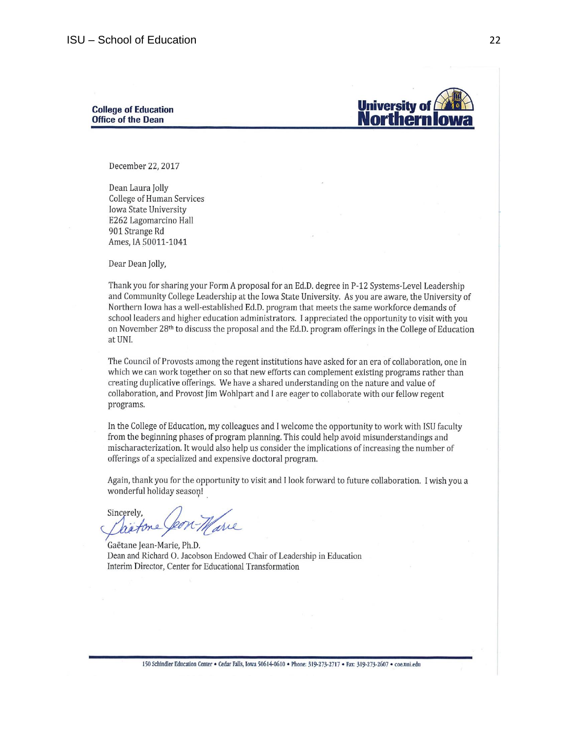**College of Education**
**Office of the Dean**

**University of Northern Iowa**

December 22, 2017

Dean Laura Jolly
College of Human Services
Iowa State University
E262 Lagomarcino Hall
901 Strange Rd
Ames, IA 50011-1041

Dear Dean Jolly,

Thank you for sharing your Form A proposal for an Ed.D. degree in P-12 Systems-Level Leadership and Community College Leadership at the Iowa State University. As you are aware, the University of Northern Iowa has a well-established Ed.D. program that meets the same workforce demands of school leaders and higher education administrators. I appreciated the opportunity to visit with you on November 28th to discuss the proposal and the Ed.D. program offerings in the College of Education at UNI.

The Council of Provosts among the regent institutions have asked for an era of collaboration, one in which we can work together on so that new efforts can complement existing programs rather than creating duplicative offerings. We have a shared understanding on the nature and value of collaboration, and Provost Jim Wohlpart and I are eager to collaborate with our fellow regent programs.

In the College of Education, my colleagues and I welcome the opportunity to work with ISU faculty from the beginning phases of program planning. This could help avoid misunderstandings and mischaracterization. It would also help us consider the implications of increasing the number of offerings of a specialized and expensive doctoral program.

Again, thank you for the opportunity to visit and I look forward to future collaboration. I wish you a wonderful holiday season!

Sincerely,

Gaëtane Jean-Marie

Gaëtane Jean-Marie, Ph.D.
Dean and Richard O. Jacobson Endowed Chair of Leadership in Education
Interim Director, Center for Educational Transformation

150 Schindler Education Center • Cedar Falls, Iowa 50614-0610 • Phone: 319-273-2717 • Fax: 319-273-2607 • coe.uni.edu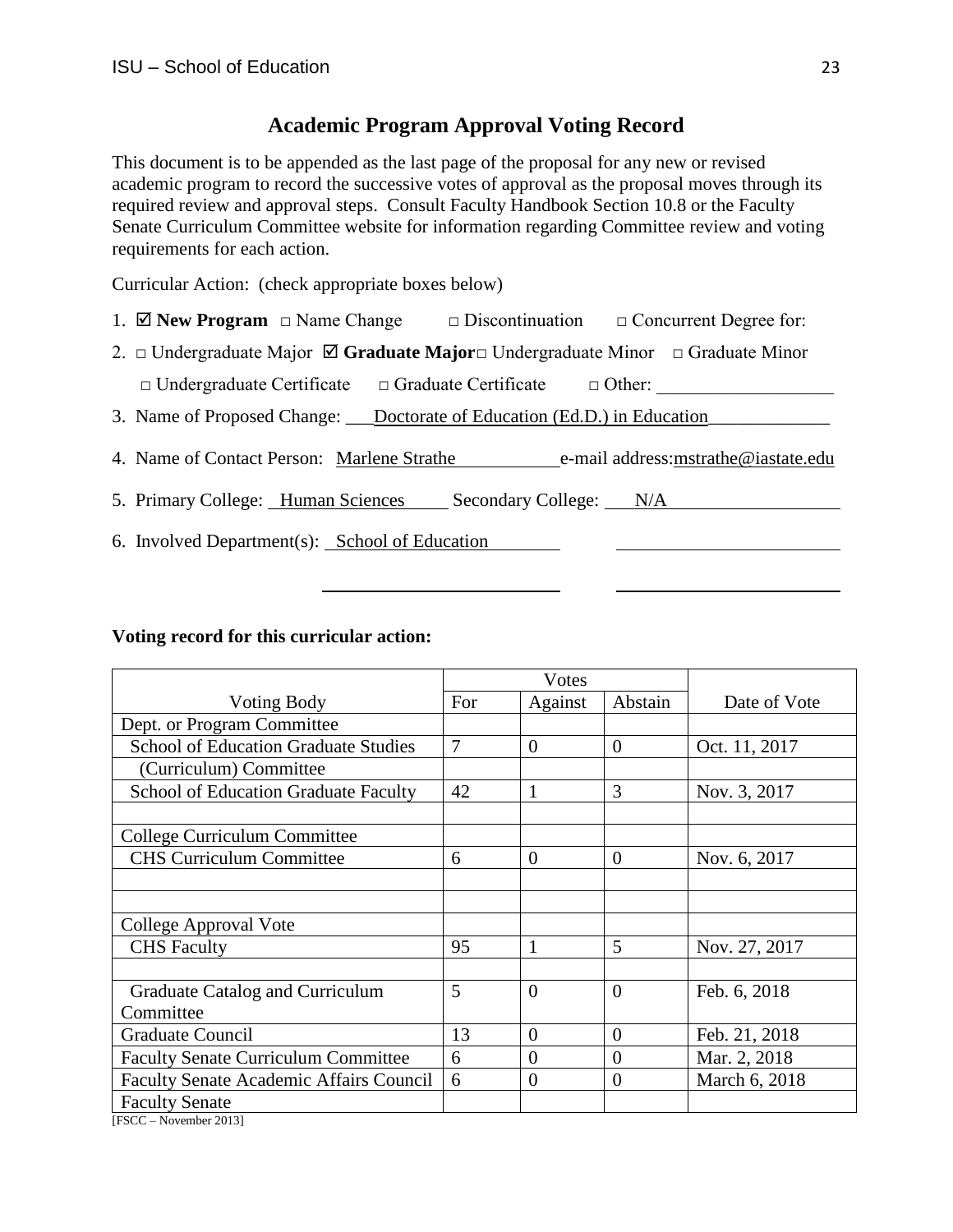# Academic Program Approval Voting Record

This document is to be appended as the last page of the proposal for any new or revised academic program to record the successive votes of approval as the proposal moves through its required review and approval steps. Consult Faculty Handbook Section 10.8 or the Faculty Senate Curriculum Committee website for information regarding Committee review and voting requirements for each action.

Curricular Action: (check appropriate boxes below)

1. ☑ **New Program** □ Name Change □ Discontinuation □ Concurrent Degree for:
2. □ Undergraduate Major ☑ **Graduate Major** □ Undergraduate Minor □ Graduate Minor

   □ Undergraduate Certificate □ Graduate Certificate □ Other: ___________________
3. Name of Proposed Change: Doctorate of Education (Ed.D.) in Education
4. Name of Contact Person: Marlene Strathe e-mail address: mstrathe@iastate.edu
5. Primary College: Human Sciences Secondary College: N/A
6. Involved Department(s): School of Education

**Voting record for this curricular action:**

| Voting Body | Votes | | | Date of Vote |
|---|---|---|---|---|
| | For | Against | Abstain | |
| Dept. or Program Committee | | | | |
| School of Education Graduate Studies (Curriculum) Committee | 7 | 0 | 0 | Oct. 11, 2017 |
| School of Education Graduate Faculty | 42 | 1 | 3 | Nov. 3, 2017 |
| | | | | |
| College Curriculum Committee | | | | |
| CHS Curriculum Committee | 6 | 0 | 0 | Nov. 6, 2017 |
| | | | | |
| | | | | |
| College Approval Vote | | | | |
| CHS Faculty | 95 | 1 | 5 | Nov. 27, 2017 |
| | | | | |
| Graduate Catalog and Curriculum Committee | 5 | 0 | 0 | Feb. 6, 2018 |
| Graduate Council | 13 | 0 | 0 | Feb. 21, 2018 |
| Faculty Senate Curriculum Committee | 6 | 0 | 0 | Mar. 2, 2018 |
| Faculty Senate Academic Affairs Council | 6 | 0 | 0 | March 6, 2018 |
| Faculty Senate | | | | |

[FSCC – November 2013]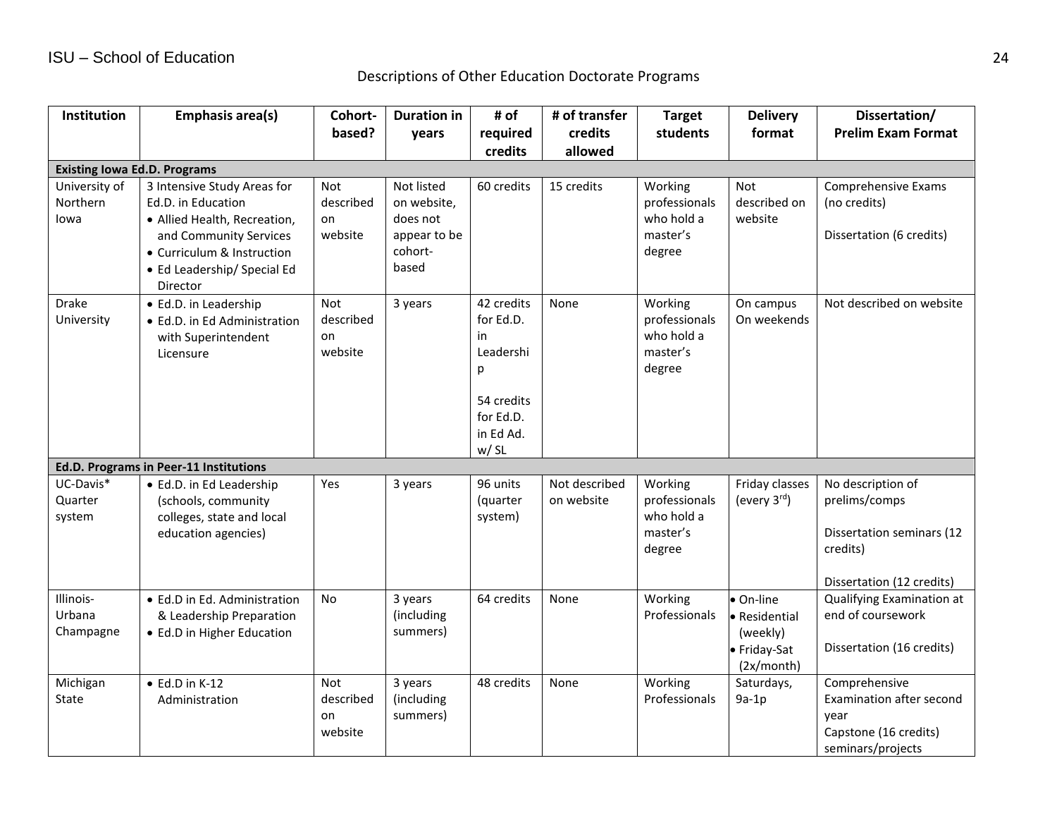Descriptions of Other Education Doctorate Programs

| Institution | Emphasis area(s) | Cohort-based? | Duration in years | # of required credits | # of transfer credits allowed | Target students | Delivery format | Dissertation/ Prelim Exam Format |
|---|---|---|---|---|---|---|---|---|
| **Existing Iowa Ed.D. Programs** | | | | | | | | |
| University of Northern Iowa | 3 Intensive Study Areas for Ed.D. in Education<br>• Allied Health, Recreation, and Community Services<br>• Curriculum & Instruction<br>• Ed Leadership/ Special Ed Director | Not described on website | Not listed on website, does not appear to be cohort-based | 60 credits | 15 credits | Working professionals who hold a master's degree | Not described on website | Comprehensive Exams (no credits)<br><br>Dissertation (6 credits) |
| Drake University | • Ed.D. in Leadership<br>• Ed.D. in Ed Administration with Superintendent Licensure | Not described on website | 3 years | 42 credits for Ed.D. in Leadership<br><br>54 credits for Ed.D. in Ed Ad. w/ SL | None | Working professionals who hold a master's degree | On campus On weekends | Not described on website |
| **Ed.D. Programs in Peer-11 Institutions** | | | | | | | | |
| UC-Davis* Quarter system | • Ed.D. in Ed Leadership (schools, community colleges, state and local education agencies) | Yes | 3 years | 96 units (quarter system) | Not described on website | Working professionals who hold a master's degree | Friday classes (every 3rd) | No description of prelims/comps<br><br>Dissertation seminars (12 credits)<br><br>Dissertation (12 credits) |
| Illinois-Urbana Champagne | • Ed.D in Ed. Administration & Leadership Preparation<br>• Ed.D in Higher Education | No | 3 years (including summers) | 64 credits | None | Working Professionals | • On-line<br>• Residential (weekly)<br>• Friday-Sat (2x/month) | Qualifying Examination at end of coursework<br><br>Dissertation (16 credits) |
| Michigan State | • Ed.D in K-12 Administration | Not described on website | 3 years (including summers) | 48 credits | None | Working Professionals | Saturdays, 9a-1p | Comprehensive Examination after second year<br>Capstone (16 credits) seminars/projects |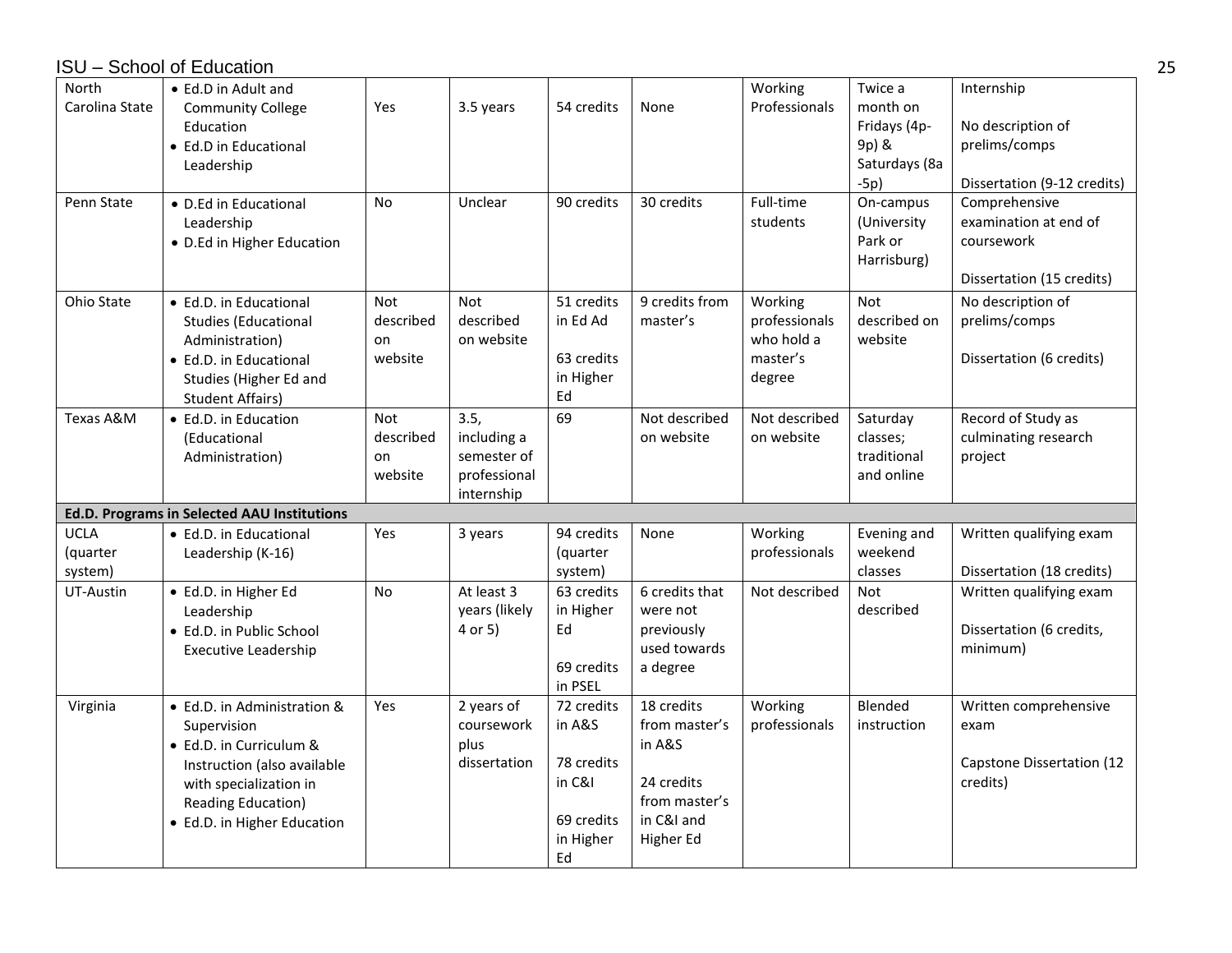| | | | | | | | | |
|---|---|---|---|---|---|---|---|---|
| North Carolina State | • Ed.D in Adult and Community College Education<br>• Ed.D in Educational Leadership | Yes | 3.5 years | 54 credits | None | Working Professionals | Twice a month on Fridays (4p-9p) & Saturdays (8a -5p) | Internship<br><br>No description of prelims/comps<br><br>Dissertation (9-12 credits) |
| Penn State | • D.Ed in Educational Leadership<br>• D.Ed in Higher Education | No | Unclear | 90 credits | 30 credits | Full-time students | On-campus (University Park or Harrisburg) | Comprehensive examination at end of coursework<br><br>Dissertation (15 credits) |
| Ohio State | • Ed.D. in Educational Studies (Educational Administration)<br>• Ed.D. in Educational Studies (Higher Ed and Student Affairs) | Not described on website | Not described on website | 51 credits in Ed Ad<br><br>63 credits in Higher Ed | 9 credits from master's | Working professionals who hold a master's degree | Not described on website | No description of prelims/comps<br><br>Dissertation (6 credits) |
| Texas A&M | • Ed.D. in Education (Educational Administration) | Not described on website | 3.5, including a semester of professional internship | 69 | Not described on website | Not described on website | Saturday classes; traditional and online | Record of Study as culminating research project |
| **Ed.D. Programs in Selected AAU Institutions** | | | | | | | | |
| UCLA (quarter system) | • Ed.D. in Educational Leadership (K-16) | Yes | 3 years | 94 credits (quarter system) | None | Working professionals | Evening and weekend classes | Written qualifying exam<br><br>Dissertation (18 credits) |
| UT-Austin | • Ed.D. in Higher Ed Leadership<br>• Ed.D. in Public School Executive Leadership | No | At least 3 years (likely 4 or 5) | 63 credits in Higher Ed<br><br>69 credits in PSEL | 6 credits that were not previously used towards a degree | Not described | Not described | Written qualifying exam<br><br>Dissertation (6 credits, minimum) |
| Virginia | • Ed.D. in Administration & Supervision<br>• Ed.D. in Curriculum & Instruction (also available with specialization in Reading Education)<br>• Ed.D. in Higher Education | Yes | 2 years of coursework plus dissertation | 72 credits in A&S<br><br>78 credits in C&I<br><br>69 credits in Higher Ed | 18 credits from master's in A&S<br><br>24 credits from master's in C&I and Higher Ed | Working professionals | Blended instruction | Written comprehensive exam<br><br>Capstone Dissertation (12 credits) |